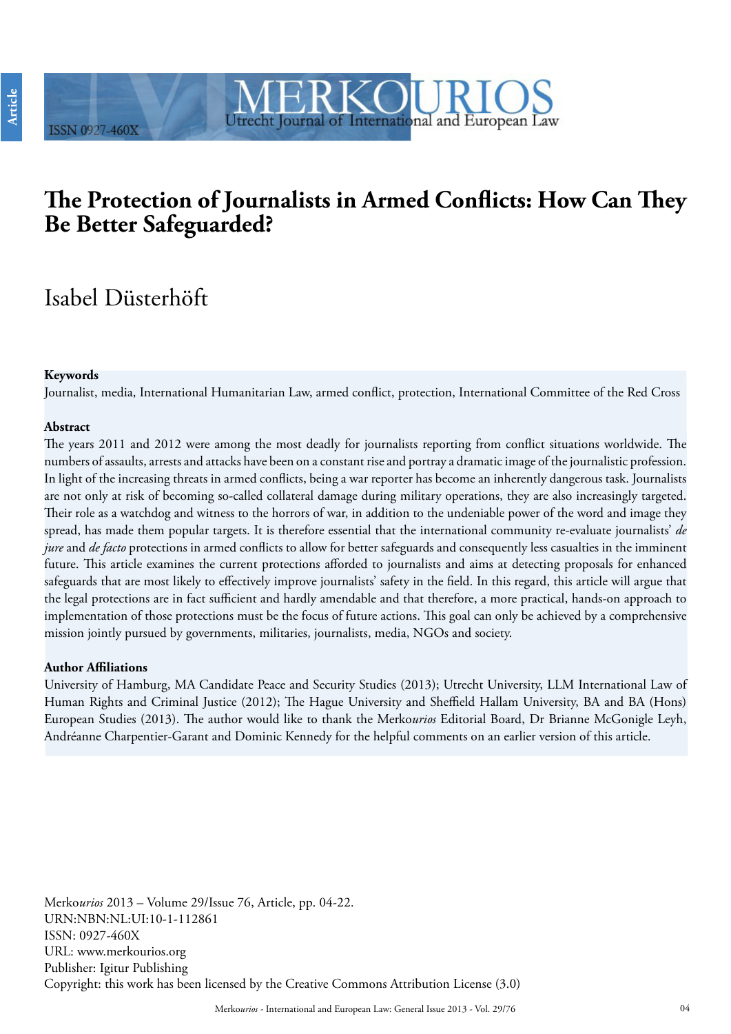# The Protection of Journalists in Armed Conflicts: How Can They Be Better Safeguarded?

Isabel Düsterhöft

**Keywords**

Journalist, media, International Humanitarian Law, armed conflict, protection, International Committee of the Red Cross

**Abstract**

The years 2011 and 2012 were among the most deadly for journalists reporting from conflict situations worldwide. The numbers of assaults, arrests and attacks have been on a constant rise and portray a dramatic image of the journalistic profession. In light of the increasing threats in armed conflicts, being a war reporter has become an inherently dangerous task. Journalists are not only at risk of becoming so-called collateral damage during military operations, they are also increasingly targeted. Their role as a watchdog and witness to the horrors of war, in addition to the undeniable power of the word and image they spread, has made them popular targets. It is therefore essential that the international community re-evaluate journalists' *de jure* and *de facto* protections in armed conflicts to allow for better safeguards and consequently less casualties in the imminent future. This article examines the current protections afforded to journalists and aims at detecting proposals for enhanced safeguards that are most likely to effectively improve journalists' safety in the field. In this regard, this article will argue that the legal protections are in fact sufficient and hardly amendable and that therefore, a more practical, hands-on approach to implementation of those protections must be the focus of future actions. This goal can only be achieved by a comprehensive mission jointly pursued by governments, militaries, journalists, media, NGOs and society.

**Author Affiliations**

University of Hamburg, MA Candidate Peace and Security Studies (2013); Utrecht University, LLM International Law of Human Rights and Criminal Justice (2012); The Hague University and Sheffield Hallam University, BA and BA (Hons) European Studies (2013). The author would like to thank the Merko*urios* Editorial Board, Dr Brianne McGonigle Leyh, Andréanne Charpentier-Garant and Dominic Kennedy for the helpful comments on an earlier version of this article.

Merko*urios* 2013 – Volume 29/Issue 76, Article, pp. 04-22.
URN:NBN:NL:UI:10-1-112861
ISSN: 0927-460X
URL: www.merkourios.org
Publisher: Igitur Publishing
Copyright: this work has been licensed by the Creative Commons Attribution License (3.0)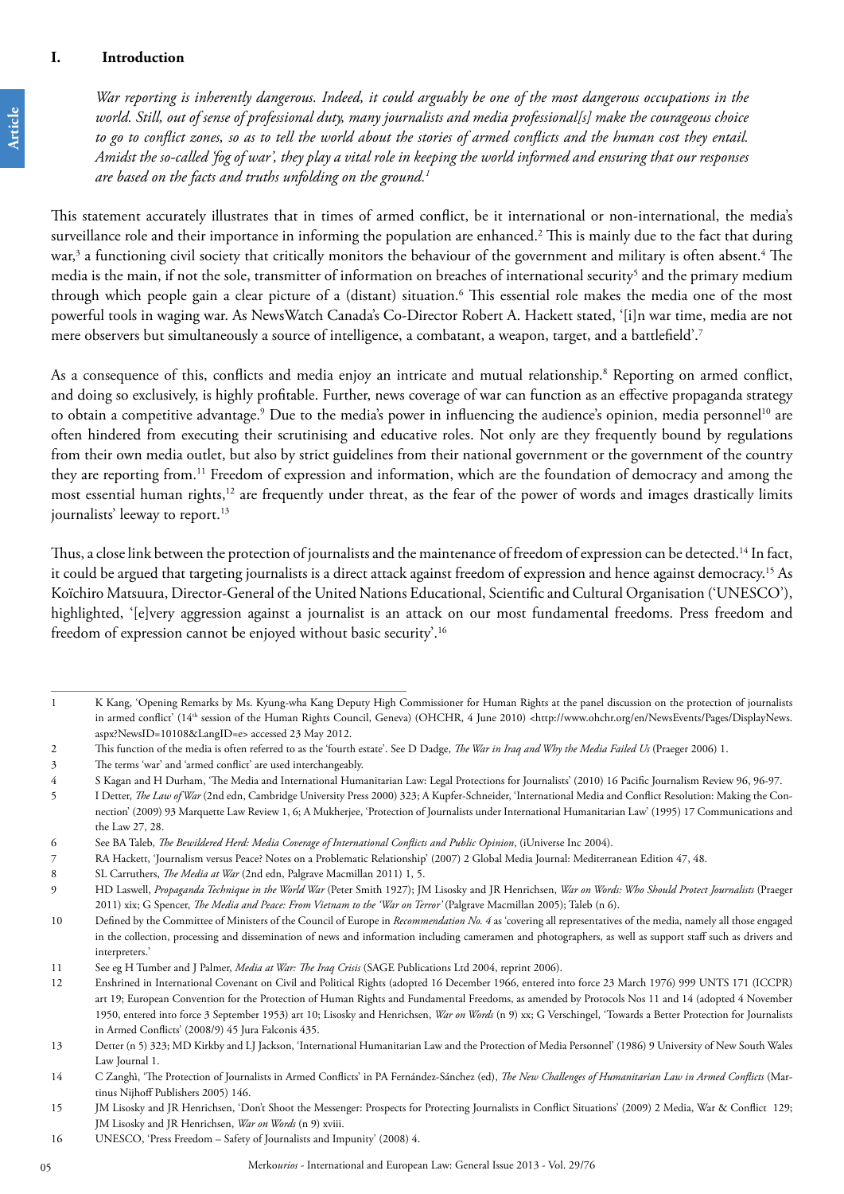## I. Introduction

> *War reporting is inherently dangerous. Indeed, it could arguably be one of the most dangerous occupations in the world. Still, out of sense of professional duty, many journalists and media professional[s] make the courageous choice to go to conflict zones, so as to tell the world about the stories of armed conflicts and the human cost they entail. Amidst the so-called 'fog of war', they play a vital role in keeping the world informed and ensuring that our responses are based on the facts and truths unfolding on the ground.*[1]

This statement accurately illustrates that in times of armed conflict, be it international or non-international, the media's surveillance role and their importance in informing the population are enhanced.[2] This is mainly due to the fact that during war,[3] a functioning civil society that critically monitors the behaviour of the government and military is often absent.[4] The media is the main, if not the sole, transmitter of information on breaches of international security[5] and the primary medium through which people gain a clear picture of a (distant) situation.[6] This essential role makes the media one of the most powerful tools in waging war. As NewsWatch Canada's Co-Director Robert A. Hackett stated, '[i]n war time, media are not mere observers but simultaneously a source of intelligence, a combatant, a weapon, target, and a battlefield'.[7]

As a consequence of this, conflicts and media enjoy an intricate and mutual relationship.[8] Reporting on armed conflict, and doing so exclusively, is highly profitable. Further, news coverage of war can function as an effective propaganda strategy to obtain a competitive advantage.[9] Due to the media's power in influencing the audience's opinion, media personnel[10] are often hindered from executing their scrutinising and educative roles. Not only are they frequently bound by regulations from their own media outlet, but also by strict guidelines from their national government or the government of the country they are reporting from.[11] Freedom of expression and information, which are the foundation of democracy and among the most essential human rights,[12] are frequently under threat, as the fear of the power of words and images drastically limits journalists' leeway to report.[13]

Thus, a close link between the protection of journalists and the maintenance of freedom of expression can be detected.[14] In fact, it could be argued that targeting journalists is a direct attack against freedom of expression and hence against democracy.[15] As Koïchiro Matsuura, Director-General of the United Nations Educational, Scientific and Cultural Organisation ('UNESCO'), highlighted, '[e]very aggression against a journalist is an attack on our most fundamental freedoms. Press freedom and freedom of expression cannot be enjoyed without basic security'.[16]

---

1 K Kang, 'Opening Remarks by Ms. Kyung-wha Kang Deputy High Commissioner for Human Rights at the panel discussion on the protection of journalists in armed conflict' (14th session of the Human Rights Council, Geneva) (OHCHR, 4 June 2010) <http://www.ohchr.org/en/NewsEvents/Pages/DisplayNews.aspx?NewsID=10108&LangID=e> accessed 23 May 2012.

2 This function of the media is often referred to as the 'fourth estate'. See D Dadge, *The War in Iraq and Why the Media Failed Us* (Praeger 2006) 1.

3 The terms 'war' and 'armed conflict' are used interchangeably.

4 S Kagan and H Durham, 'The Media and International Humanitarian Law: Legal Protections for Journalists' (2010) 16 Pacific Journalism Review 96, 96-97.

5 I Detter, *The Law of War* (2nd edn, Cambridge University Press 2000) 323; A Kupfer-Schneider, 'International Media and Conflict Resolution: Making the Connection' (2009) 93 Marquette Law Review 1, 6; A Mukherjee, 'Protection of Journalists under International Humanitarian Law' (1995) 17 Communications and the Law 27, 28.

6 See BA Taleb, *The Bewildered Herd: Media Coverage of International Conflicts and Public Opinion*, (iUniverse Inc 2004).

7 RA Hackett, 'Journalism versus Peace? Notes on a Problematic Relationship' (2007) 2 Global Media Journal: Mediterranean Edition 47, 48.

8 SL Carruthers, *The Media at War* (2nd edn, Palgrave Macmillan 2011) 1, 5.

9 HD Laswell, *Propaganda Technique in the World War* (Peter Smith 1927); JM Lisosky and JR Henrichsen, *War on Words: Who Should Protect Journalists* (Praeger 2011) xix; G Spencer, *The Media and Peace: From Vietnam to the 'War on Terror'* (Palgrave Macmillan 2005); Taleb (n 6).

10 Defined by the Committee of Ministers of the Council of Europe in *Recommendation No. 4* as 'covering all representatives of the media, namely all those engaged in the collection, processing and dissemination of news and information including cameramen and photographers, as well as support staff such as drivers and interpreters.'

11 See eg H Tumber and J Palmer, *Media at War: The Iraq Crisis* (SAGE Publications Ltd 2004, reprint 2006).

12 Enshrined in International Covenant on Civil and Political Rights (adopted 16 December 1966, entered into force 23 March 1976) 999 UNTS 171 (ICCPR) art 19; European Convention for the Protection of Human Rights and Fundamental Freedoms, as amended by Protocols Nos 11 and 14 (adopted 4 November 1950, entered into force 3 September 1953) art 10; Lisosky and Henrichsen, *War on Words* (n 9) xx; G Verschingel, 'Towards a Better Protection for Journalists in Armed Conflicts' (2008/9) 45 Jura Falconis 435.

13 Detter (n 5) 323; MD Kirkby and LJ Jackson, 'International Humanitarian Law and the Protection of Media Personnel' (1986) 9 University of New South Wales Law Journal 1.

14 C Zanghì, 'The Protection of Journalists in Armed Conflicts' in PA Fernández-Sánchez (ed), *The New Challenges of Humanitarian Law in Armed Conflicts* (Martinus Nijhoff Publishers 2005) 146.

15 JM Lisosky and JR Henrichsen, 'Don't Shoot the Messenger: Prospects for Protecting Journalists in Conflict Situations' (2009) 2 Media, War & Conflict 129; JM Lisosky and JR Henrichsen, *War on Words* (n 9) xviii.

16 UNESCO, 'Press Freedom – Safety of Journalists and Impunity' (2008) 4.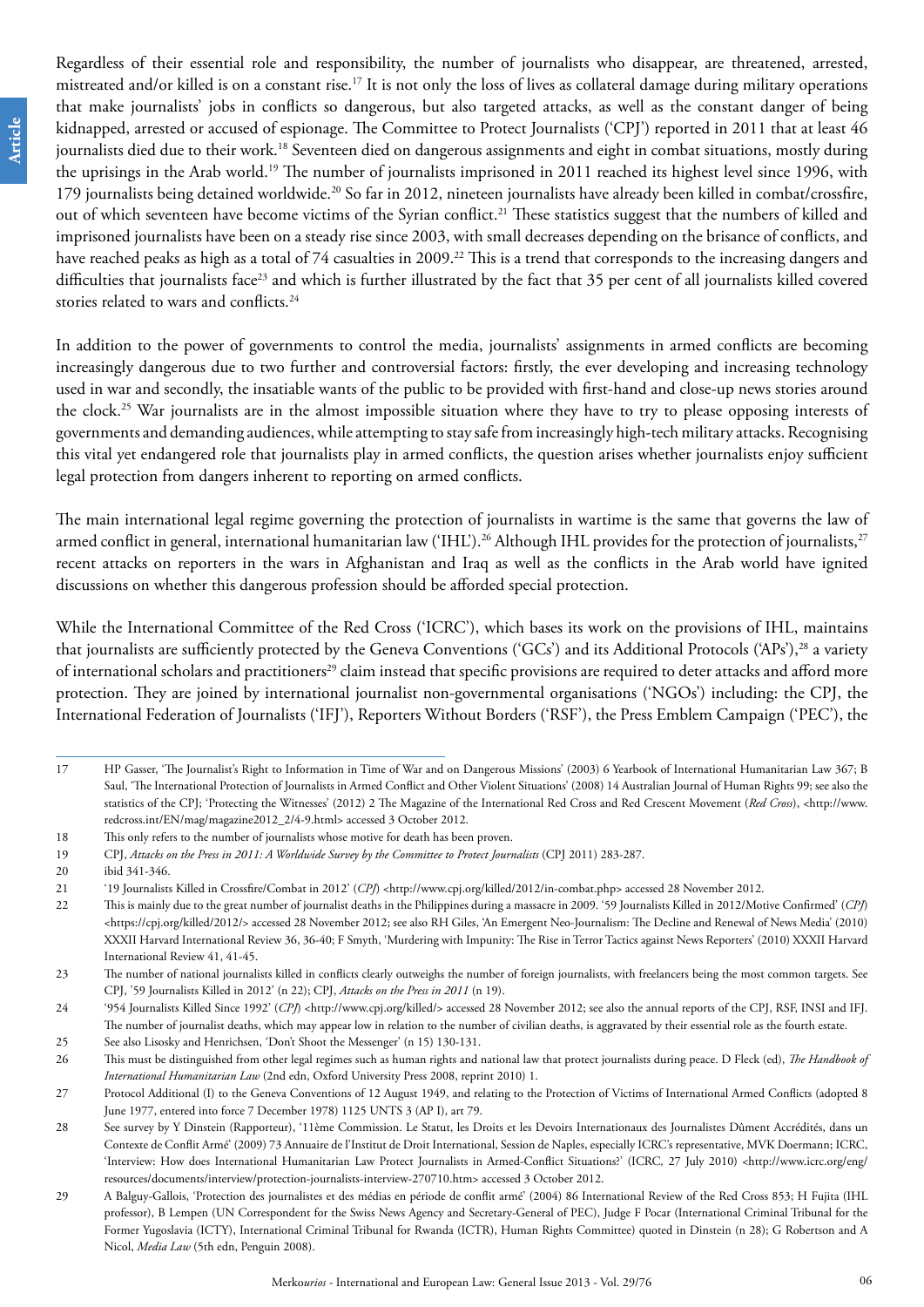Regardless of their essential role and responsibility, the number of journalists who disappear, are threatened, arrested, mistreated and/or killed is on a constant rise.[17] It is not only the loss of lives as collateral damage during military operations that make journalists' jobs in conflicts so dangerous, but also targeted attacks, as well as the constant danger of being kidnapped, arrested or accused of espionage. The Committee to Protect Journalists ('CPJ') reported in 2011 that at least 46 journalists died due to their work.[18] Seventeen died on dangerous assignments and eight in combat situations, mostly during the uprisings in the Arab world.[19] The number of journalists imprisoned in 2011 reached its highest level since 1996, with 179 journalists being detained worldwide.[20] So far in 2012, nineteen journalists have already been killed in combat/crossfire, out of which seventeen have become victims of the Syrian conflict.[21] These statistics suggest that the numbers of killed and imprisoned journalists have been on a steady rise since 2003, with small decreases depending on the brisance of conflicts, and have reached peaks as high as a total of 74 casualties in 2009.[22] This is a trend that corresponds to the increasing dangers and difficulties that journalists face[23] and which is further illustrated by the fact that 35 per cent of all journalists killed covered stories related to wars and conflicts.[24]

In addition to the power of governments to control the media, journalists' assignments in armed conflicts are becoming increasingly dangerous due to two further and controversial factors: firstly, the ever developing and increasing technology used in war and secondly, the insatiable wants of the public to be provided with first-hand and close-up news stories around the clock.[25] War journalists are in the almost impossible situation where they have to try to please opposing interests of governments and demanding audiences, while attempting to stay safe from increasingly high-tech military attacks. Recognising this vital yet endangered role that journalists play in armed conflicts, the question arises whether journalists enjoy sufficient legal protection from dangers inherent to reporting on armed conflicts.

The main international legal regime governing the protection of journalists in wartime is the same that governs the law of armed conflict in general, international humanitarian law ('IHL').[26] Although IHL provides for the protection of journalists,[27] recent attacks on reporters in the wars in Afghanistan and Iraq as well as the conflicts in the Arab world have ignited discussions on whether this dangerous profession should be afforded special protection.

While the International Committee of the Red Cross ('ICRC'), which bases its work on the provisions of IHL, maintains that journalists are sufficiently protected by the Geneva Conventions ('GCs') and its Additional Protocols ('APs'),[28] a variety of international scholars and practitioners[29] claim instead that specific provisions are required to deter attacks and afford more protection. They are joined by international journalist non-governmental organisations ('NGOs') including: the CPJ, the International Federation of Journalists ('IFJ'), Reporters Without Borders ('RSF'), the Press Emblem Campaign ('PEC'), the

---

17 HP Gasser, 'The Journalist's Right to Information in Time of War and on Dangerous Missions' (2003) 6 Yearbook of International Humanitarian Law 367; B Saul, 'The International Protection of Journalists in Armed Conflict and Other Violent Situations' (2008) 14 Australian Journal of Human Rights 99; see also the statistics of the CPJ; 'Protecting the Witnesses' (2012) 2 The Magazine of the International Red Cross and Red Crescent Movement (*Red Cross*), <http://www.redcross.int/EN/mag/magazine2012_2/4-9.html> accessed 3 October 2012.

18 This only refers to the number of journalists whose motive for death has been proven.

19 CPJ, *Attacks on the Press in 2011: A Worldwide Survey by the Committee to Protect Journalists* (CPJ 2011) 283-287.

20 ibid 341-346.

21 '19 Journalists Killed in Crossfire/Combat in 2012' (*CPJ*) <http://www.cpj.org/killed/2012/in-combat.php> accessed 28 November 2012.

22 This is mainly due to the great number of journalist deaths in the Philippines during a massacre in 2009. '59 Journalists Killed in 2012/Motive Confirmed' (*CPJ*) <https://cpj.org/killed/2012/> accessed 28 November 2012; see also RH Giles, 'An Emergent Neo-Journalism: The Decline and Renewal of News Media' (2010) XXXII Harvard International Review 36, 36-40; F Smyth, 'Murdering with Impunity: The Rise in Terror Tactics against News Reporters' (2010) XXXII Harvard International Review 41, 41-45.

23 The number of national journalists killed in conflicts clearly outweighs the number of foreign journalists, with freelancers being the most common targets. See CPJ, '59 Journalists Killed in 2012' (n 22); CPJ, *Attacks on the Press in 2011* (n 19).

24 '954 Journalists Killed Since 1992' (*CPJ*) <http://www.cpj.org/killed/> accessed 28 November 2012; see also the annual reports of the CPJ, RSF, INSI and IFJ. The number of journalist deaths, which may appear low in relation to the number of civilian deaths, is aggravated by their essential role as the fourth estate.

25 See also Lisosky and Henrichsen, 'Don't Shoot the Messenger' (n 15) 130-131.

26 This must be distinguished from other legal regimes such as human rights and national law that protect journalists during peace. D Fleck (ed), *The Handbook of International Humanitarian Law* (2nd edn, Oxford University Press 2008, reprint 2010) 1.

27 Protocol Additional (I) to the Geneva Conventions of 12 August 1949, and relating to the Protection of Victims of International Armed Conflicts (adopted 8 June 1977, entered into force 7 December 1978) 1125 UNTS 3 (AP I), art 79.

28 See survey by Y Dinstein (Rapporteur), '11ème Commission. Le Statut, les Droits et les Devoirs Internationaux des Journalistes Dûment Accrédités, dans un Contexte de Conflit Armé' (2009) 73 Annuaire de l'Institut de Droit International, Session de Naples, especially ICRC's representative, MVK Doermann; ICRC, 'Interview: How does International Humanitarian Law Protect Journalists in Armed-Conflict Situations?' (ICRC, 27 July 2010) <http://www.icrc.org/eng/resources/documents/interview/protection-journalists-interview-270710.htm> accessed 3 October 2012.

29 A Balguy-Gallois, 'Protection des journalistes et des médias en période de conflit armé' (2004) 86 International Review of the Red Cross 853; H Fujita (IHL professor), B Lempen (UN Correspondent for the Swiss News Agency and Secretary-General of PEC), Judge F Pocar (International Criminal Tribunal for the Former Yugoslavia (ICTY), International Criminal Tribunal for Rwanda (ICTR), Human Rights Committee) quoted in Dinstein (n 28); G Robertson and A Nicol, *Media Law* (5th edn, Penguin 2008).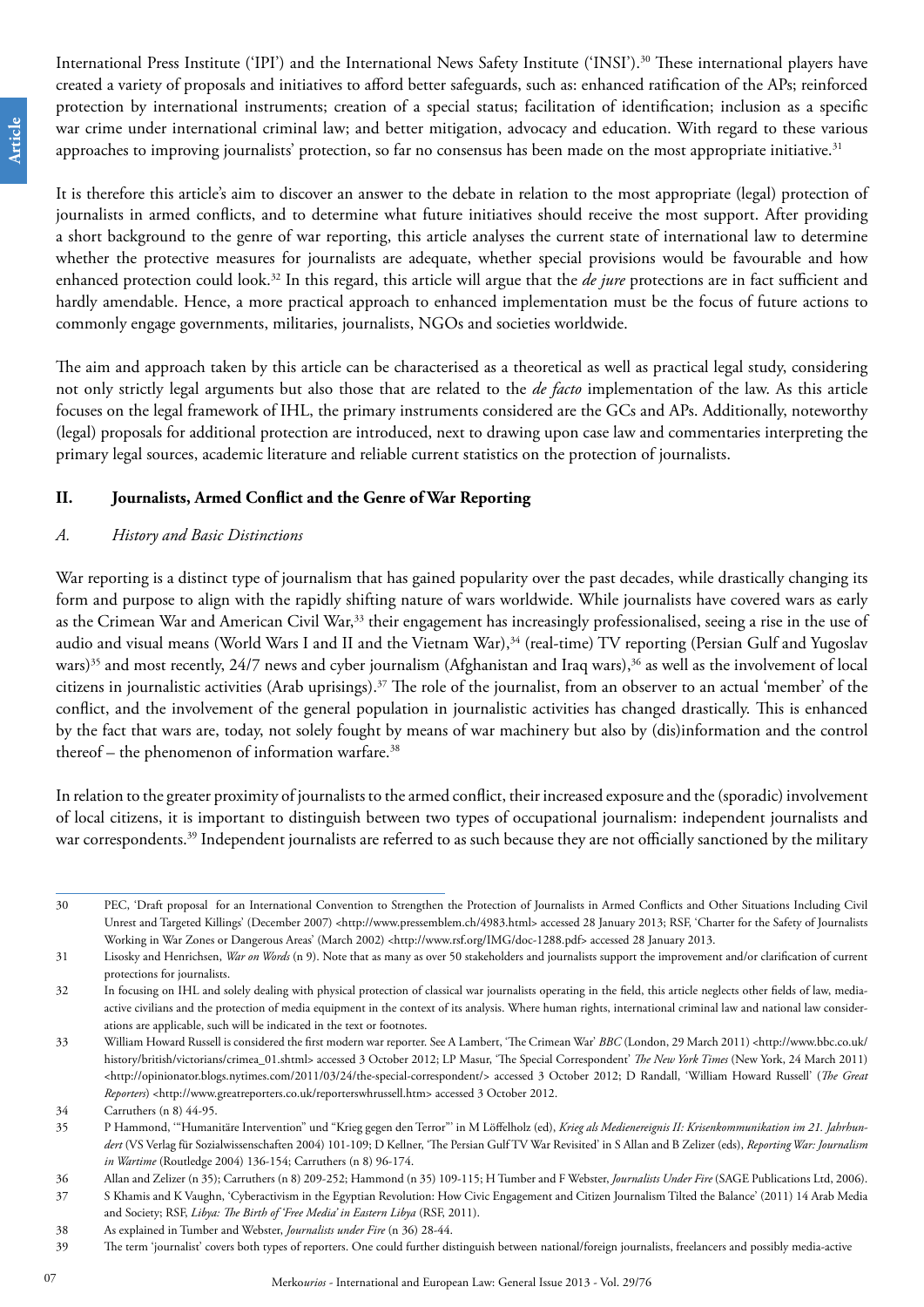International Press Institute ('IPI') and the International News Safety Institute ('INSI').[30] These international players have created a variety of proposals and initiatives to afford better safeguards, such as: enhanced ratification of the APs; reinforced protection by international instruments; creation of a special status; facilitation of identification; inclusion as a specific war crime under international criminal law; and better mitigation, advocacy and education. With regard to these various approaches to improving journalists' protection, so far no consensus has been made on the most appropriate initiative.[31]

It is therefore this article's aim to discover an answer to the debate in relation to the most appropriate (legal) protection of journalists in armed conflicts, and to determine what future initiatives should receive the most support. After providing a short background to the genre of war reporting, this article analyses the current state of international law to determine whether the protective measures for journalists are adequate, whether special provisions would be favourable and how enhanced protection could look.[32] In this regard, this article will argue that the *de jure* protections are in fact sufficient and hardly amendable. Hence, a more practical approach to enhanced implementation must be the focus of future actions to commonly engage governments, militaries, journalists, NGOs and societies worldwide.

The aim and approach taken by this article can be characterised as a theoretical as well as practical legal study, considering not only strictly legal arguments but also those that are related to the *de facto* implementation of the law. As this article focuses on the legal framework of IHL, the primary instruments considered are the GCs and APs. Additionally, noteworthy (legal) proposals for additional protection are introduced, next to drawing upon case law and commentaries interpreting the primary legal sources, academic literature and reliable current statistics on the protection of journalists.

## II. Journalists, Armed Conflict and the Genre of War Reporting

### *A. History and Basic Distinctions*

War reporting is a distinct type of journalism that has gained popularity over the past decades, while drastically changing its form and purpose to align with the rapidly shifting nature of wars worldwide. While journalists have covered wars as early as the Crimean War and American Civil War,[33] their engagement has increasingly professionalised, seeing a rise in the use of audio and visual means (World Wars I and II and the Vietnam War),[34] (real-time) TV reporting (Persian Gulf and Yugoslav wars)[35] and most recently, 24/7 news and cyber journalism (Afghanistan and Iraq wars),[36] as well as the involvement of local citizens in journalistic activities (Arab uprisings).[37] The role of the journalist, from an observer to an actual 'member' of the conflict, and the involvement of the general population in journalistic activities has changed drastically. This is enhanced by the fact that wars are, today, not solely fought by means of war machinery but also by (dis)information and the control thereof – the phenomenon of information warfare.[38]

In relation to the greater proximity of journalists to the armed conflict, their increased exposure and the (sporadic) involvement of local citizens, it is important to distinguish between two types of occupational journalism: independent journalists and war correspondents.[39] Independent journalists are referred to as such because they are not officially sanctioned by the military

---

30 PEC, 'Draft proposal for an International Convention to Strengthen the Protection of Journalists in Armed Conflicts and Other Situations Including Civil Unrest and Targeted Killings' (December 2007) <http://www.pressemblem.ch/4983.html> accessed 28 January 2013; RSF, 'Charter for the Safety of Journalists Working in War Zones or Dangerous Areas' (March 2002) <http://www.rsf.org/IMG/doc-1288.pdf> accessed 28 January 2013.

31 Lisosky and Henrichsen, *War on Words* (n 9). Note that as many as over 50 stakeholders and journalists support the improvement and/or clarification of current protections for journalists.

32 In focusing on IHL and solely dealing with physical protection of classical war journalists operating in the field, this article neglects other fields of law, media-active civilians and the protection of media equipment in the context of its analysis. Where human rights, international criminal law and national law considerations are applicable, such will be indicated in the text or footnotes.

33 William Howard Russell is considered the first modern war reporter. See A Lambert, 'The Crimean War' *BBC* (London, 29 March 2011) <http://www.bbc.co.uk/history/british/victorians/crimea_01.shtml> accessed 3 October 2012; LP Masur, 'The Special Correspondent' *The New York Times* (New York, 24 March 2011) <http://opinionator.blogs.nytimes.com/2011/03/24/the-special-correspondent/> accessed 3 October 2012; D Randall, 'William Howard Russell' (*The Great Reporters*) <http://www.greatreporters.co.uk/reporterswhrussell.htm> accessed 3 October 2012.

34 Carruthers (n 8) 44-95.

35 P Hammond, '"Humanitäre Intervention" und "Krieg gegen den Terror"' in M Löffelholz (ed), *Krieg als Medienereignis II: Krisenkommunikation im 21. Jahrhundert* (VS Verlag für Sozialwissenschaften 2004) 101-109; D Kellner, 'The Persian Gulf TV War Revisited' in S Allan and B Zelizer (eds), *Reporting War: Journalism in Wartime* (Routledge 2004) 136-154; Carruthers (n 8) 96-174.

36 Allan and Zelizer (n 35); Carruthers (n 8) 209-252; Hammond (n 35) 109-115; H Tumber and F Webster, *Journalists Under Fire* (SAGE Publications Ltd, 2006).

37 S Khamis and K Vaughn, 'Cyberactivism in the Egyptian Revolution: How Civic Engagement and Citizen Journalism Tilted the Balance' (2011) 14 Arab Media and Society; RSF, *Libya: The Birth of 'Free Media' in Eastern Libya* (RSF, 2011).

38 As explained in Tumber and Webster, *Journalists under Fire* (n 36) 28-44.

39 The term 'journalist' covers both types of reporters. One could further distinguish between national/foreign journalists, freelancers and possibly media-active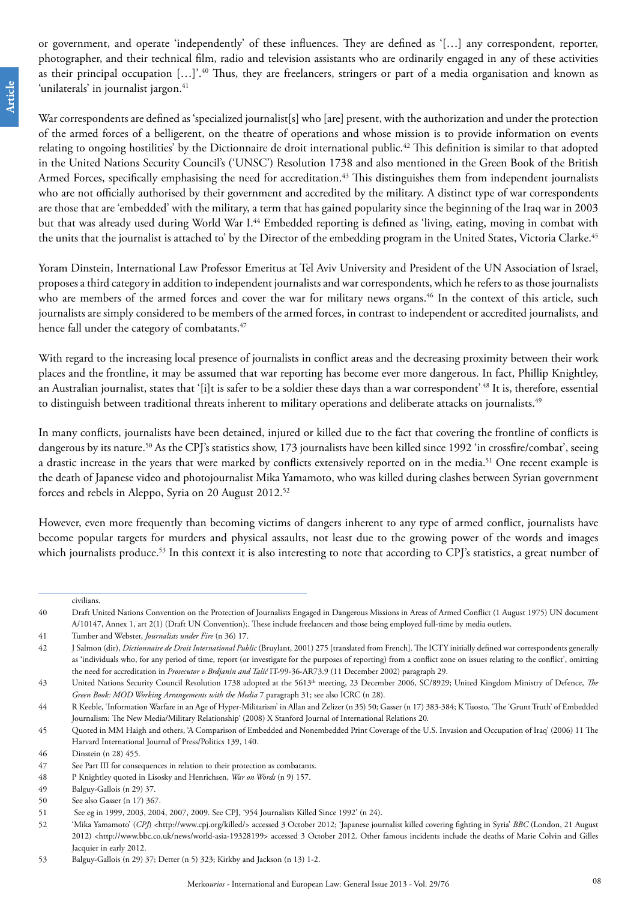or government, and operate 'independently' of these influences. They are defined as '[…] any correspondent, reporter, photographer, and their technical film, radio and television assistants who are ordinarily engaged in any of these activities as their principal occupation […]'.[40] Thus, they are freelancers, stringers or part of a media organisation and known as 'unilaterals' in journalist jargon.[41]

War correspondents are defined as 'specialized journalist[s] who [are] present, with the authorization and under the protection of the armed forces of a belligerent, on the theatre of operations and whose mission is to provide information on events relating to ongoing hostilities' by the Dictionnaire de droit international public.[42] This definition is similar to that adopted in the United Nations Security Council's ('UNSC') Resolution 1738 and also mentioned in the Green Book of the British Armed Forces, specifically emphasising the need for accreditation.[43] This distinguishes them from independent journalists who are not officially authorised by their government and accredited by the military. A distinct type of war correspondents are those that are 'embedded' with the military, a term that has gained popularity since the beginning of the Iraq war in 2003 but that was already used during World War I.[44] Embedded reporting is defined as 'living, eating, moving in combat with the units that the journalist is attached to' by the Director of the embedding program in the United States, Victoria Clarke.[45]

Yoram Dinstein, International Law Professor Emeritus at Tel Aviv University and President of the UN Association of Israel, proposes a third category in addition to independent journalists and war correspondents, which he refers to as those journalists who are members of the armed forces and cover the war for military news organs.[46] In the context of this article, such journalists are simply considered to be members of the armed forces, in contrast to independent or accredited journalists, and hence fall under the category of combatants.[47]

With regard to the increasing local presence of journalists in conflict areas and the decreasing proximity between their work places and the frontline, it may be assumed that war reporting has become ever more dangerous. In fact, Phillip Knightley, an Australian journalist, states that '[i]t is safer to be a soldier these days than a war correspondent'.[48] It is, therefore, essential to distinguish between traditional threats inherent to military operations and deliberate attacks on journalists.[49]

In many conflicts, journalists have been detained, injured or killed due to the fact that covering the frontline of conflicts is dangerous by its nature.[50] As the CPJ's statistics show, 173 journalists have been killed since 1992 'in crossfire/combat', seeing a drastic increase in the years that were marked by conflicts extensively reported on in the media.[51] One recent example is the death of Japanese video and photojournalist Mika Yamamoto, who was killed during clashes between Syrian government forces and rebels in Aleppo, Syria on 20 August 2012.[52]

However, even more frequently than becoming victims of dangers inherent to any type of armed conflict, journalists have become popular targets for murders and physical assaults, not least due to the growing power of the words and images which journalists produce.[53] In this context it is also interesting to note that according to CPJ's statistics, a great number of

---

civilians.

40 Draft United Nations Convention on the Protection of Journalists Engaged in Dangerous Missions in Areas of Armed Conflict (1 August 1975) UN document A/10147, Annex 1, art 2(1) (Draft UN Convention);. These include freelancers and those being employed full-time by media outlets.

41 Tumber and Webster, *Journalists under Fire* (n 36) 17.

42 J Salmon (dir), *Dictionnaire de Droit International Public* (Bruylant, 2001) 275 [translated from French]. The ICTY initially defined war correspondents generally as 'individuals who, for any period of time, report (or investigate for the purposes of reporting) from a conflict zone on issues relating to the conflict', omitting the need for accreditation in *Prosecutor v Brdjanin and Talić* IT-99-36-AR73.9 (11 December 2002) paragraph 29.

43 United Nations Security Council Resolution 1738 adopted at the 5613th meeting, 23 December 2006, SC/8929; United Kingdom Ministry of Defence, *The Green Book: MOD Working Arrangements with the Media* 7 paragraph 31; see also ICRC (n 28).

44 R Keeble, 'Information Warfare in an Age of Hyper-Militarism' in Allan and Zelizer (n 35) 50; Gasser (n 17) 383-384; K Tuosto, 'The 'Grunt Truth' of Embedded Journalism: The New Media/Military Relationship' (2008) X Stanford Journal of International Relations 20.

45 Quoted in MM Haigh and others, 'A Comparison of Embedded and Nonembedded Print Coverage of the U.S. Invasion and Occupation of Iraq' (2006) 11 The Harvard International Journal of Press/Politics 139, 140.

46 Dinstein (n 28) 455.

47 See Part III for consequences in relation to their protection as combatants.

48 P Knightley quoted in Lisosky and Henrichsen, *War on Words* (n 9) 157.

49 Balguy-Gallois (n 29) 37.

50 See also Gasser (n 17) 367.

51 See eg in 1999, 2003, 2004, 2007, 2009. See CPJ, '954 Journalists Killed Since 1992' (n 24).

52 'Mika Yamamoto' (*CPJ*) <http://www.cpj.org/killed/> accessed 3 October 2012; 'Japanese journalist killed covering fighting in Syria' *BBC* (London, 21 August 2012) <http://www.bbc.co.uk/news/world-asia-19328199> accessed 3 October 2012. Other famous incidents include the deaths of Marie Colvin and Gilles Jacquier in early 2012.

53 Balguy-Gallois (n 29) 37; Detter (n 5) 323; Kirkby and Jackson (n 13) 1-2.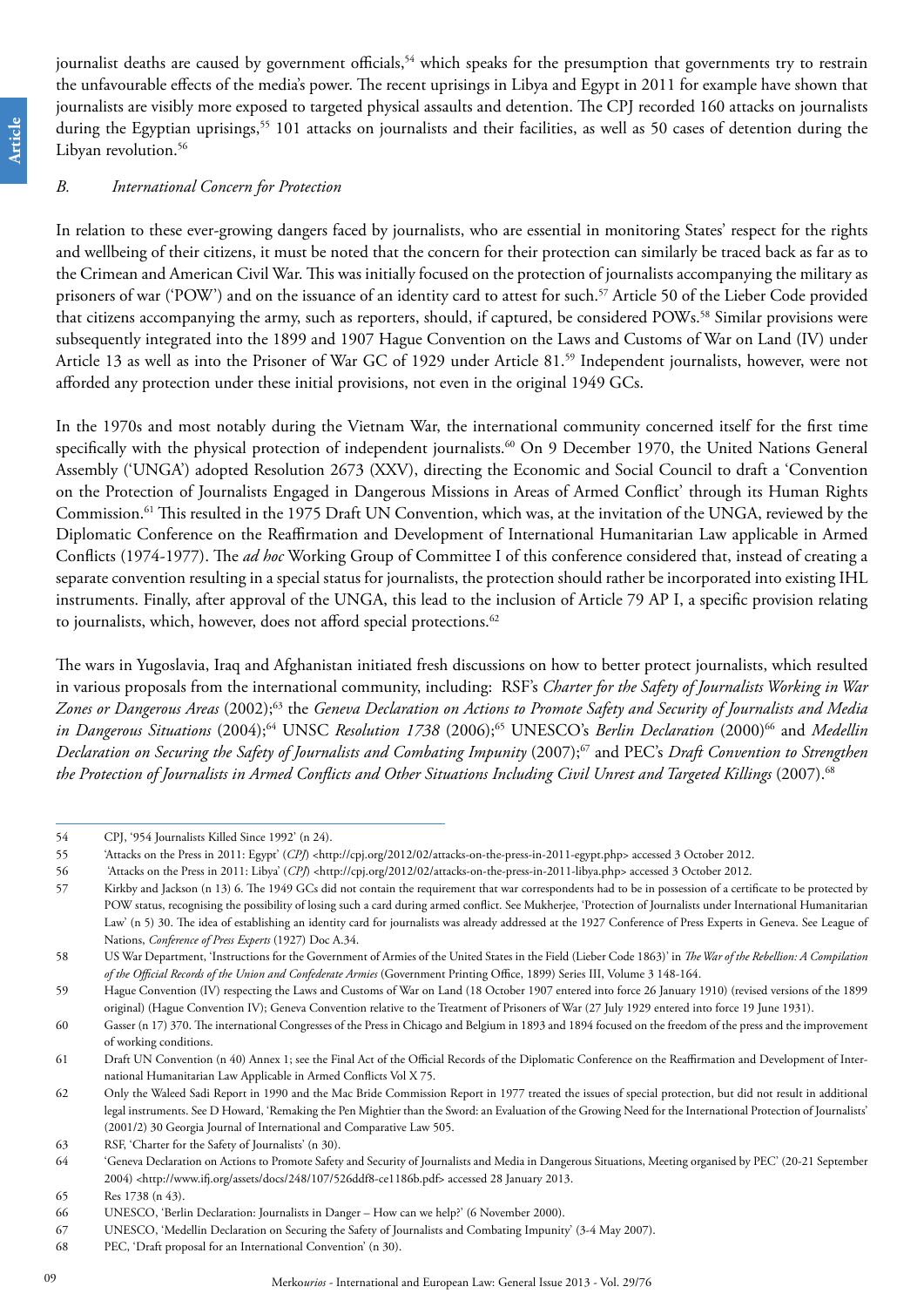journalist deaths are caused by government officials,[54] which speaks for the presumption that governments try to restrain the unfavourable effects of the media's power. The recent uprisings in Libya and Egypt in 2011 for example have shown that journalists are visibly more exposed to targeted physical assaults and detention. The CPJ recorded 160 attacks on journalists during the Egyptian uprisings,[55] 101 attacks on journalists and their facilities, as well as 50 cases of detention during the Libyan revolution.[56]

### *B. International Concern for Protection*

In relation to these ever-growing dangers faced by journalists, who are essential in monitoring States' respect for the rights and wellbeing of their citizens, it must be noted that the concern for their protection can similarly be traced back as far as to the Crimean and American Civil War. This was initially focused on the protection of journalists accompanying the military as prisoners of war ('POW') and on the issuance of an identity card to attest for such.[57] Article 50 of the Lieber Code provided that citizens accompanying the army, such as reporters, should, if captured, be considered POWs.[58] Similar provisions were subsequently integrated into the 1899 and 1907 Hague Convention on the Laws and Customs of War on Land (IV) under Article 13 as well as into the Prisoner of War GC of 1929 under Article 81.[59] Independent journalists, however, were not afforded any protection under these initial provisions, not even in the original 1949 GCs.

In the 1970s and most notably during the Vietnam War, the international community concerned itself for the first time specifically with the physical protection of independent journalists.[60] On 9 December 1970, the United Nations General Assembly ('UNGA') adopted Resolution 2673 (XXV), directing the Economic and Social Council to draft a 'Convention on the Protection of Journalists Engaged in Dangerous Missions in Areas of Armed Conflict' through its Human Rights Commission.[61] This resulted in the 1975 Draft UN Convention, which was, at the invitation of the UNGA, reviewed by the Diplomatic Conference on the Reaffirmation and Development of International Humanitarian Law applicable in Armed Conflicts (1974-1977). The *ad hoc* Working Group of Committee I of this conference considered that, instead of creating a separate convention resulting in a special status for journalists, the protection should rather be incorporated into existing IHL instruments. Finally, after approval of the UNGA, this lead to the inclusion of Article 79 AP I, a specific provision relating to journalists, which, however, does not afford special protections.[62]

The wars in Yugoslavia, Iraq and Afghanistan initiated fresh discussions on how to better protect journalists, which resulted in various proposals from the international community, including: RSF's *Charter for the Safety of Journalists Working in War Zones or Dangerous Areas* (2002);[63] the *Geneva Declaration on Actions to Promote Safety and Security of Journalists and Media in Dangerous Situations* (2004);[64] UNSC *Resolution 1738* (2006);[65] UNESCO's *Berlin Declaration* (2000)[66] and *Medellin Declaration on Securing the Safety of Journalists and Combating Impunity* (2007);[67] and PEC's *Draft Convention to Strengthen the Protection of Journalists in Armed Conflicts and Other Situations Including Civil Unrest and Targeted Killings* (2007).[68]

---

54 CPJ, '954 Journalists Killed Since 1992' (n 24).

55 'Attacks on the Press in 2011: Egypt' (*CPJ*) <http://cpj.org/2012/02/attacks-on-the-press-in-2011-egypt.php> accessed 3 October 2012.

56 'Attacks on the Press in 2011: Libya' (*CPJ*) <http://cpj.org/2012/02/attacks-on-the-press-in-2011-libya.php> accessed 3 October 2012.

57 Kirkby and Jackson (n 13) 6. The 1949 GCs did not contain the requirement that war correspondents had to be in possession of a certificate to be protected by POW status, recognising the possibility of losing such a card during armed conflict. See Mukherjee, 'Protection of Journalists under International Humanitarian Law' (n 5) 30. The idea of establishing an identity card for journalists was already addressed at the 1927 Conference of Press Experts in Geneva. See League of Nations, *Conference of Press Experts* (1927) Doc A.34.

58 US War Department, 'Instructions for the Government of Armies of the United States in the Field (Lieber Code 1863)' in *The War of the Rebellion: A Compilation of the Official Records of the Union and Confederate Armies* (Government Printing Office, 1899) Series III, Volume 3 148-164.

59 Hague Convention (IV) respecting the Laws and Customs of War on Land (18 October 1907 entered into force 26 January 1910) (revised versions of the 1899 original) (Hague Convention IV); Geneva Convention relative to the Treatment of Prisoners of War (27 July 1929 entered into force 19 June 1931).

60 Gasser (n 17) 370. The international Congresses of the Press in Chicago and Belgium in 1893 and 1894 focused on the freedom of the press and the improvement of working conditions.

61 Draft UN Convention (n 40) Annex 1; see the Final Act of the Official Records of the Diplomatic Conference on the Reaffirmation and Development of International Humanitarian Law Applicable in Armed Conflicts Vol X 75.

62 Only the Waleed Sadi Report in 1990 and the Mac Bride Commission Report in 1977 treated the issues of special protection, but did not result in additional legal instruments. See D Howard, 'Remaking the Pen Mightier than the Sword: an Evaluation of the Growing Need for the International Protection of Journalists' (2001/2) 30 Georgia Journal of International and Comparative Law 505.

63 RSF, 'Charter for the Safety of Journalists' (n 30).

64 'Geneva Declaration on Actions to Promote Safety and Security of Journalists and Media in Dangerous Situations, Meeting organised by PEC' (20-21 September 2004) <http://www.ifj.org/assets/docs/248/107/526ddf8-ce1186b.pdf> accessed 28 January 2013.

65 Res 1738 (n 43).

66 UNESCO, 'Berlin Declaration: Journalists in Danger – How can we help?' (6 November 2000).

67 UNESCO, 'Medellin Declaration on Securing the Safety of Journalists and Combating Impunity' (3-4 May 2007).

68 PEC, 'Draft proposal for an International Convention' (n 30).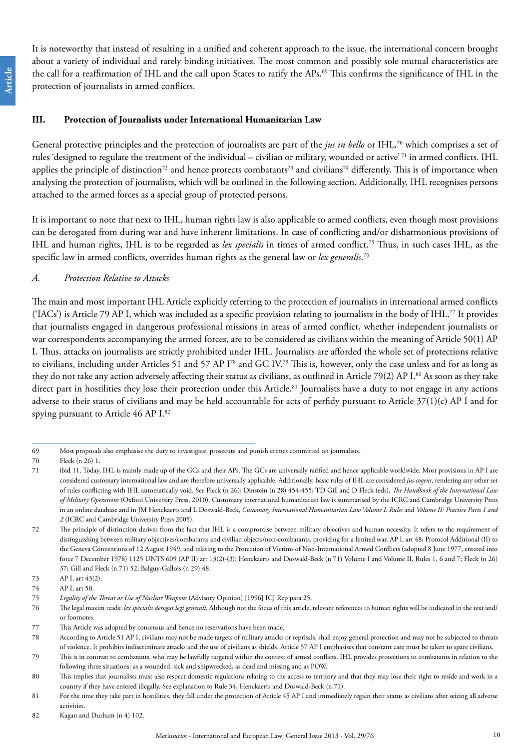It is noteworthy that instead of resulting in a unified and coherent approach to the issue, the international concern brought about a variety of individual and rarely binding initiatives. The most common and possibly sole mutual characteristics are the call for a reaffirmation of IHL and the call upon States to ratify the APs.[69] This confirms the significance of IHL in the protection of journalists in armed conflicts.

## III. Protection of Journalists under International Humanitarian Law

General protective principles and the protection of journalists are part of the *jus in bello* or IHL,[70] which comprises a set of rules 'designed to regulate the treatment of the individual – civilian or military, wounded or active'[71] in armed conflicts. IHL applies the principle of distinction[72] and hence protects combatants[73] and civilians[74] differently. This is of importance when analysing the protection of journalists, which will be outlined in the following section. Additionally, IHL recognises persons attached to the armed forces as a special group of protected persons.

It is important to note that next to IHL, human rights law is also applicable to armed conflicts, even though most provisions can be derogated from during war and have inherent limitations. In case of conflicting and/or disharmonious provisions of IHL and human rights, IHL is to be regarded as *lex specialis* in times of armed conflict.[75] Thus, in such cases IHL, as the specific law in armed conflicts, overrides human rights as the general law or *lex generalis*.[76]

### *A. Protection Relative to Attacks*

The main and most important IHL Article explicitly referring to the protection of journalists in international armed conflicts ('IACs') is Article 79 AP I, which was included as a specific provision relating to journalists in the body of IHL.[77] It provides that journalists engaged in dangerous professional missions in areas of armed conflict, whether independent journalists or war correspondents accompanying the armed forces, are to be considered as civilians within the meaning of Article 50(1) AP I. Thus, attacks on journalists are strictly prohibited under IHL. Journalists are afforded the whole set of protections relative to civilians, including under Articles 51 and 57 AP I[78] and GC IV.[79] This is, however, only the case unless and for as long as they do not take any action adversely affecting their status as civilians, as outlined in Article 79(2) AP I.[80] As soon as they take direct part in hostilities they lose their protection under this Article.[81] Journalists have a duty to not engage in any actions adverse to their status of civilians and may be held accountable for acts of perfidy pursuant to Article 37(1)(c) AP I and for spying pursuant to Article 46 AP I.[82]

---

69 Most proposals also emphasise the duty to investigate, prosecute and punish crimes committed on journalists.

70 Fleck (n 26) 1.

71 ibid 11. Today, IHL is mainly made up of the GCs and their APs. The GCs are universally ratified and hence applicable worldwide. Most provisions in AP I are considered customary international law and are therefore universally applicable. Additionally, basic rules of IHL are considered *jus cogens,* rendering any other set of rules conflicting with IHL automatically void. See Fleck (n 26); Dinstein (n 28) 454-455; TD Gill and D Fleck (eds), *The Handbook of the International Law of Military Operations* (Oxford University Press, 2010). Customary international humanitarian law is summarised by the ICRC and Cambridge University Press in an online database and in JM Henckaerts and L Doswald-Beck, *Customary International Humanitarian Law Volume I: Rules* and *Volume II: Practice Parts 1 and 2* (ICRC and Cambridge University Press 2005).

72 The principle of distinction derives from the fact that IHL is a compromise between military objectives and human necessity. It refers to the requirement of distinguishing between military objectives/combatants and civilian objects/non-combatants, providing for a limited war. AP I, art 48; Protocol Additional (II) to the Geneva Conventions of 12 August 1949, and relating to the Protection of Victims of Non-International Armed Conflicts (adopted 8 June 1977, entered into force 7 December 1978) 1125 UNTS 609 (AP II) art 13(2)-(3); Henckaerts and Doswald-Beck (n 71) Volume I and Volume II, Rules 1, 6 and 7; Fleck (n 26) 37; Gill and Fleck (n 71) 52; Balguy-Gallois (n 29) 48.

73 AP I, art 43(2).

74 AP I, art 50.

75 *Legality of the Threat or Use of Nuclear Weapons* (Advisory Opinion) [1996] ICJ Rep para 25.

76 The legal maxim reads: *lex specialis derogat legi generali*. Although not the focus of this article, relevant references to human rights will be indicated in the text and/or footnotes.

77 This Article was adopted by consensus and hence no reservations have been made.

78 According to Article 51 AP I, civilians may not be made targets of military attacks or reprisals, shall enjoy general protection and may not be subjected to threats of violence. It prohibits indiscriminate attacks and the use of civilians as shields. Article 57 AP I emphasises that constant care must be taken to spare civilians.

79 This is in contrast to combatants, who may be lawfully targeted within the context of armed conflicts. IHL provides protections to combatants in relation to the following three situations: as a wounded, sick and shipwrecked, as dead and missing and as POW.

80 This implies that journalists must also respect domestic regulations relating to the access to territory and that they may lose their right to reside and work in a country if they have entered illegally. See explanation to Rule 34, Henckaerts and Doswald-Beck (n 71).

81 For the time they take part in hostilities, they fall under the protection of Article 45 AP I and immediately regain their status as civilians after seizing all adverse activities.

82 Kagan and Durham (n 4) 102.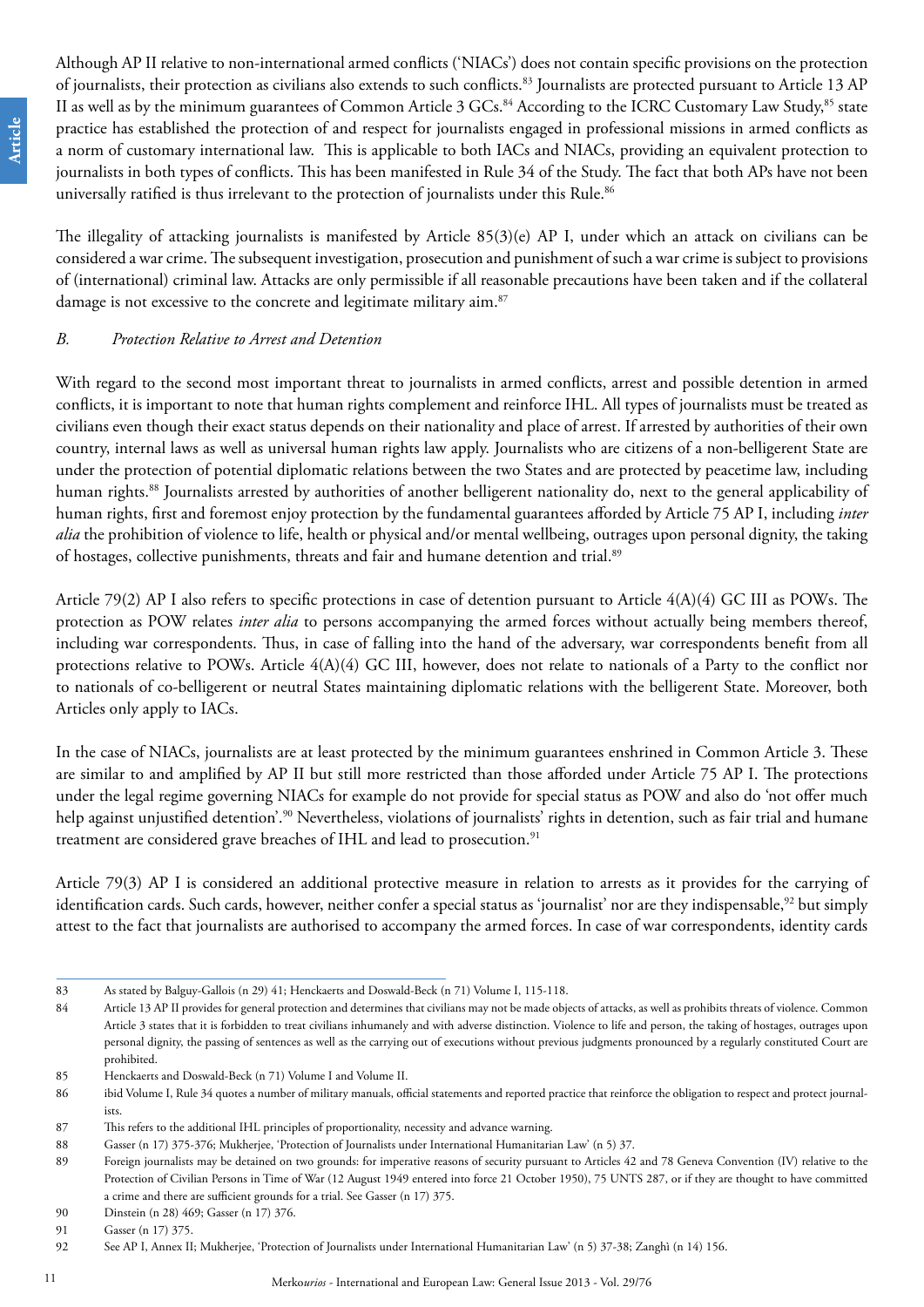Although AP II relative to non-international armed conflicts ('NIACs') does not contain specific provisions on the protection of journalists, their protection as civilians also extends to such conflicts.[83] Journalists are protected pursuant to Article 13 AP II as well as by the minimum guarantees of Common Article 3 GCs.[84] According to the ICRC Customary Law Study,[85] state practice has established the protection of and respect for journalists engaged in professional missions in armed conflicts as a norm of customary international law. This is applicable to both IACs and NIACs, providing an equivalent protection to journalists in both types of conflicts. This has been manifested in Rule 34 of the Study. The fact that both APs have not been universally ratified is thus irrelevant to the protection of journalists under this Rule.[86]

The illegality of attacking journalists is manifested by Article 85(3)(e) AP I, under which an attack on civilians can be considered a war crime. The subsequent investigation, prosecution and punishment of such a war crime is subject to provisions of (international) criminal law. Attacks are only permissible if all reasonable precautions have been taken and if the collateral damage is not excessive to the concrete and legitimate military aim.[87]

### *B. Protection Relative to Arrest and Detention*

With regard to the second most important threat to journalists in armed conflicts, arrest and possible detention in armed conflicts, it is important to note that human rights complement and reinforce IHL. All types of journalists must be treated as civilians even though their exact status depends on their nationality and place of arrest. If arrested by authorities of their own country, internal laws as well as universal human rights law apply. Journalists who are citizens of a non-belligerent State are under the protection of potential diplomatic relations between the two States and are protected by peacetime law, including human rights.[88] Journalists arrested by authorities of another belligerent nationality do, next to the general applicability of human rights, first and foremost enjoy protection by the fundamental guarantees afforded by Article 75 AP I, including *inter alia* the prohibition of violence to life, health or physical and/or mental wellbeing, outrages upon personal dignity, the taking of hostages, collective punishments, threats and fair and humane detention and trial.[89]

Article 79(2) AP I also refers to specific protections in case of detention pursuant to Article 4(A)(4) GC III as POWs. The protection as POW relates *inter alia* to persons accompanying the armed forces without actually being members thereof, including war correspondents. Thus, in case of falling into the hand of the adversary, war correspondents benefit from all protections relative to POWs. Article 4(A)(4) GC III, however, does not relate to nationals of a Party to the conflict nor to nationals of co-belligerent or neutral States maintaining diplomatic relations with the belligerent State. Moreover, both Articles only apply to IACs.

In the case of NIACs, journalists are at least protected by the minimum guarantees enshrined in Common Article 3. These are similar to and amplified by AP II but still more restricted than those afforded under Article 75 AP I. The protections under the legal regime governing NIACs for example do not provide for special status as POW and also do 'not offer much help against unjustified detention'.[90] Nevertheless, violations of journalists' rights in detention, such as fair trial and humane treatment are considered grave breaches of IHL and lead to prosecution.[91]

Article 79(3) AP I is considered an additional protective measure in relation to arrests as it provides for the carrying of identification cards. Such cards, however, neither confer a special status as 'journalist' nor are they indispensable,[92] but simply attest to the fact that journalists are authorised to accompany the armed forces. In case of war correspondents, identity cards

---

83 As stated by Balguy-Gallois (n 29) 41; Henckaerts and Doswald-Beck (n 71) Volume I, 115-118.

84 Article 13 AP II provides for general protection and determines that civilians may not be made objects of attacks, as well as prohibits threats of violence. Common Article 3 states that it is forbidden to treat civilians inhumanely and with adverse distinction. Violence to life and person, the taking of hostages, outrages upon personal dignity, the passing of sentences as well as the carrying out of executions without previous judgments pronounced by a regularly constituted Court are prohibited.

85 Henckaerts and Doswald-Beck (n 71) Volume I and Volume II.

86 ibid Volume I, Rule 34 quotes a number of military manuals, official statements and reported practice that reinforce the obligation to respect and protect journalists.

87 This refers to the additional IHL principles of proportionality, necessity and advance warning.

88 Gasser (n 17) 375-376; Mukherjee, 'Protection of Journalists under International Humanitarian Law' (n 5) 37.

89 Foreign journalists may be detained on two grounds: for imperative reasons of security pursuant to Articles 42 and 78 Geneva Convention (IV) relative to the Protection of Civilian Persons in Time of War (12 August 1949 entered into force 21 October 1950), 75 UNTS 287, or if they are thought to have committed a crime and there are sufficient grounds for a trial. See Gasser (n 17) 375.

90 Dinstein (n 28) 469; Gasser (n 17) 376.

91 Gasser (n 17) 375.

92 See AP I, Annex II; Mukherjee, 'Protection of Journalists under International Humanitarian Law' (n 5) 37-38; Zanghì (n 14) 156.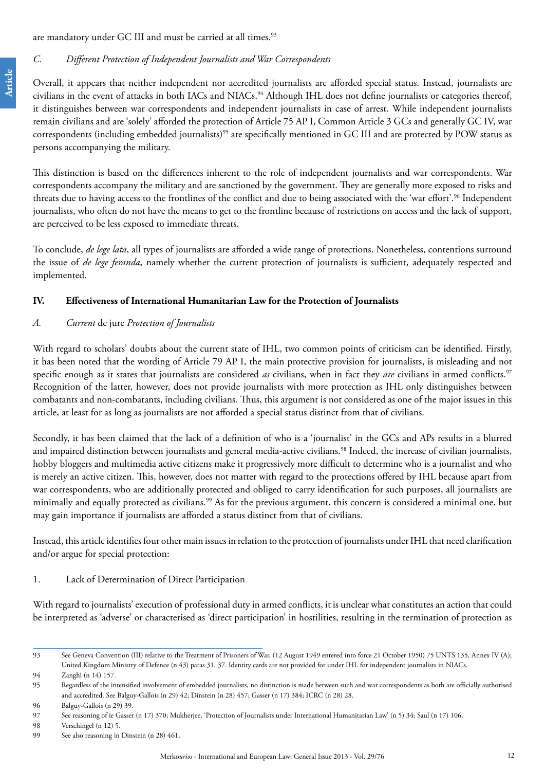are mandatory under GC III and must be carried at all times.[93]

### *C. Different Protection of Independent Journalists and War Correspondents*

Overall, it appears that neither independent nor accredited journalists are afforded special status. Instead, journalists are civilians in the event of attacks in both IACs and NIACs.[94] Although IHL does not define journalists or categories thereof, it distinguishes between war correspondents and independent journalists in case of arrest. While independent journalists remain civilians and are 'solely' afforded the protection of Article 75 AP I, Common Article 3 GCs and generally GC IV, war correspondents (including embedded journalists)[95] are specifically mentioned in GC III and are protected by POW status as persons accompanying the military.

This distinction is based on the differences inherent to the role of independent journalists and war correspondents. War correspondents accompany the military and are sanctioned by the government. They are generally more exposed to risks and threats due to having access to the frontlines of the conflict and due to being associated with the 'war effort'.[96] Independent journalists, who often do not have the means to get to the frontline because of restrictions on access and the lack of support, are perceived to be less exposed to immediate threats.

To conclude, *de lege lata*, all types of journalists are afforded a wide range of protections. Nonetheless, contentions surround the issue of *de lege feranda*, namely whether the current protection of journalists is sufficient, adequately respected and implemented.

## IV. Effectiveness of International Humanitarian Law for the Protection of Journalists

### *A. Current* de jure *Protection of Journalists*

With regard to scholars' doubts about the current state of IHL, two common points of criticism can be identified. Firstly, it has been noted that the wording of Article 79 AP I, the main protective provision for journalists, is misleading and not specific enough as it states that journalists are considered *as* civilians, when in fact they *are* civilians in armed conflicts.[97] Recognition of the latter, however, does not provide journalists with more protection as IHL only distinguishes between combatants and non-combatants, including civilians. Thus, this argument is not considered as one of the major issues in this article, at least for as long as journalists are not afforded a special status distinct from that of civilians.

Secondly, it has been claimed that the lack of a definition of who is a 'journalist' in the GCs and APs results in a blurred and impaired distinction between journalists and general media-active civilians.[98] Indeed, the increase of civilian journalists, hobby bloggers and multimedia active citizens make it progressively more difficult to determine who is a journalist and who is merely an active citizen. This, however, does not matter with regard to the protections offered by IHL because apart from war correspondents, who are additionally protected and obliged to carry identification for such purposes, all journalists are minimally and equally protected as civilians.[99] As for the previous argument, this concern is considered a minimal one, but may gain importance if journalists are afforded a status distinct from that of civilians.

Instead, this article identifies four other main issues in relation to the protection of journalists under IHL that need clarification and/or argue for special protection:

1. Lack of Determination of Direct Participation

With regard to journalists' execution of professional duty in armed conflicts, it is unclear what constitutes an action that could be interpreted as 'adverse' or characterised as 'direct participation' in hostilities, resulting in the termination of protection as

---

93 See Geneva Convention (III) relative to the Treatment of Prisoners of War, (12 August 1949 entered into force 21 October 1950) 75 UNTS 135, Annex IV (A); United Kingdom Ministry of Defence (n 43) paras 31, 37. Identity cards are not provided for under IHL for independent journalists in NIACs.

94 Zanghì (n 14) 157.

95 Regardless of the intensified involvement of embedded journalists, no distinction is made between such and war correspondents as both are officially authorised and accredited. See Balguy-Gallois (n 29) 42; Dinstein (n 28) 457; Gasser (n 17) 384; ICRC (n 28) 28.

96 Balguy-Gallois (n 29) 39.

97 See reasoning of ie Gasser (n 17) 370; Mukherjee, 'Protection of Journalists under International Humanitarian Law' (n 5) 34; Saul (n 17) 106.

98 Verschingel (n 12) 5.

99 See also reasoning in Dinstein (n 28) 461.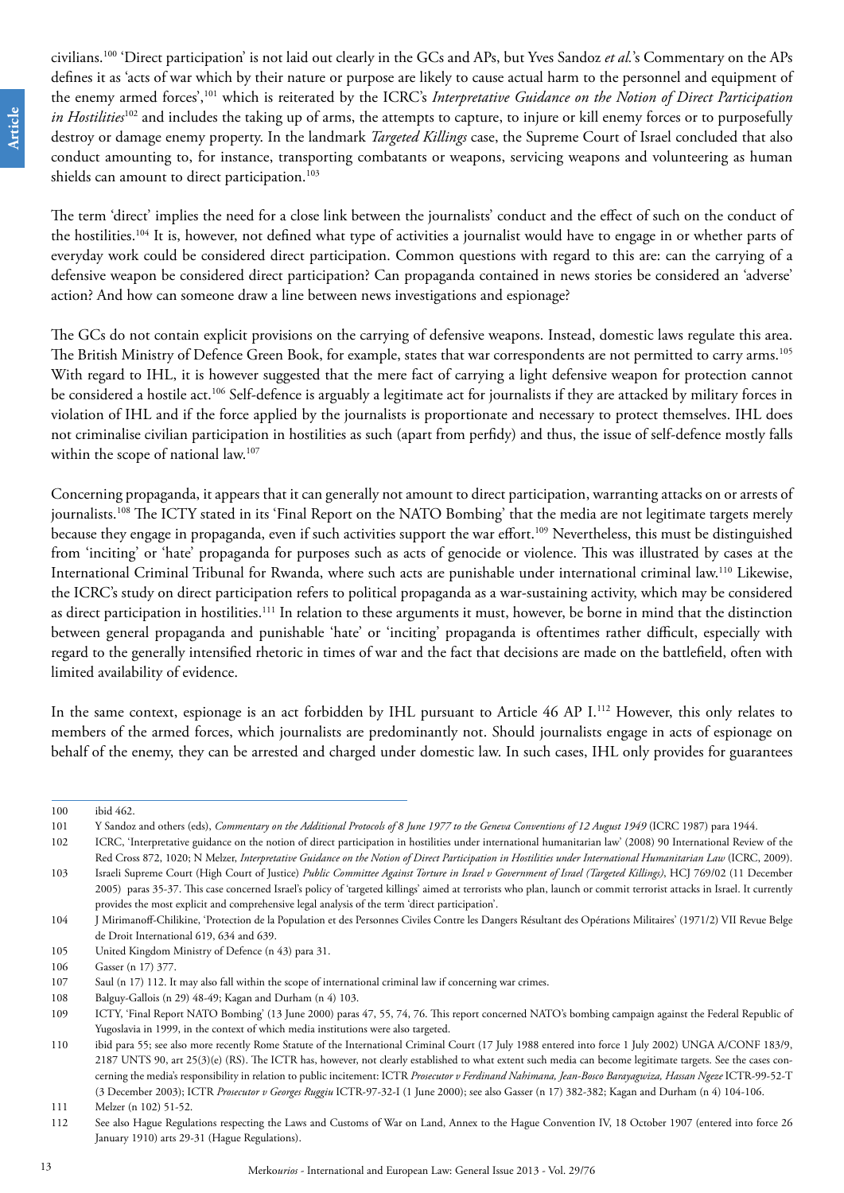civilians.[100] 'Direct participation' is not laid out clearly in the GCs and APs, but Yves Sandoz *et al.*'s Commentary on the APs defines it as 'acts of war which by their nature or purpose are likely to cause actual harm to the personnel and equipment of the enemy armed forces',[101] which is reiterated by the ICRC's *Interpretative Guidance on the Notion of Direct Participation in Hostilities*[102] and includes the taking up of arms, the attempts to capture, to injure or kill enemy forces or to purposefully destroy or damage enemy property. In the landmark *Targeted Killings* case, the Supreme Court of Israel concluded that also conduct amounting to, for instance, transporting combatants or weapons, servicing weapons and volunteering as human shields can amount to direct participation.[103]

The term 'direct' implies the need for a close link between the journalists' conduct and the effect of such on the conduct of the hostilities.[104] It is, however, not defined what type of activities a journalist would have to engage in or whether parts of everyday work could be considered direct participation. Common questions with regard to this are: can the carrying of a defensive weapon be considered direct participation? Can propaganda contained in news stories be considered an 'adverse' action? And how can someone draw a line between news investigations and espionage?

The GCs do not contain explicit provisions on the carrying of defensive weapons. Instead, domestic laws regulate this area. The British Ministry of Defence Green Book, for example, states that war correspondents are not permitted to carry arms.[105] With regard to IHL, it is however suggested that the mere fact of carrying a light defensive weapon for protection cannot be considered a hostile act.[106] Self-defence is arguably a legitimate act for journalists if they are attacked by military forces in violation of IHL and if the force applied by the journalists is proportionate and necessary to protect themselves. IHL does not criminalise civilian participation in hostilities as such (apart from perfidy) and thus, the issue of self-defence mostly falls within the scope of national law.[107]

Concerning propaganda, it appears that it can generally not amount to direct participation, warranting attacks on or arrests of journalists.[108] The ICTY stated in its 'Final Report on the NATO Bombing' that the media are not legitimate targets merely because they engage in propaganda, even if such activities support the war effort.[109] Nevertheless, this must be distinguished from 'inciting' or 'hate' propaganda for purposes such as acts of genocide or violence. This was illustrated by cases at the International Criminal Tribunal for Rwanda, where such acts are punishable under international criminal law.[110] Likewise, the ICRC's study on direct participation refers to political propaganda as a war-sustaining activity, which may be considered as direct participation in hostilities.[111] In relation to these arguments it must, however, be borne in mind that the distinction between general propaganda and punishable 'hate' or 'inciting' propaganda is oftentimes rather difficult, especially with regard to the generally intensified rhetoric in times of war and the fact that decisions are made on the battlefield, often with limited availability of evidence.

In the same context, espionage is an act forbidden by IHL pursuant to Article 46 AP I.[112] However, this only relates to members of the armed forces, which journalists are predominantly not. Should journalists engage in acts of espionage on behalf of the enemy, they can be arrested and charged under domestic law. In such cases, IHL only provides for guarantees

---

100 ibid 462.

101 Y Sandoz and others (eds), *Commentary on the Additional Protocols of 8 June 1977 to the Geneva Conventions of 12 August 1949* (ICRC 1987) para 1944.

102 ICRC, 'Interpretative guidance on the notion of direct participation in hostilities under international humanitarian law' (2008) 90 International Review of the Red Cross 872, 1020; N Melzer, *Interpretative Guidance on the Notion of Direct Participation in Hostilities under International Humanitarian Law* (ICRC, 2009).

103 Israeli Supreme Court (High Court of Justice) *Public Committee Against Torture in Israel v Government of Israel (Targeted Killings)*, HCJ 769/02 (11 December 2005) paras 35-37. This case concerned Israel's policy of 'targeted killings' aimed at terrorists who plan, launch or commit terrorist attacks in Israel. It currently provides the most explicit and comprehensive legal analysis of the term 'direct participation'.

104 J Mirimanoff-Chilikine, 'Protection de la Population et des Personnes Civiles Contre les Dangers Résultant des Opérations Militaires' (1971/2) VII Revue Belge de Droit International 619, 634 and 639.

105 United Kingdom Ministry of Defence (n 43) para 31.

106 Gasser (n 17) 377.

107 Saul (n 17) 112. It may also fall within the scope of international criminal law if concerning war crimes.

108 Balguy-Gallois (n 29) 48-49; Kagan and Durham (n 4) 103.

109 ICTY, 'Final Report NATO Bombing' (13 June 2000) paras 47, 55, 74, 76. This report concerned NATO's bombing campaign against the Federal Republic of Yugoslavia in 1999, in the context of which media institutions were also targeted.

110 ibid para 55; see also more recently Rome Statute of the International Criminal Court (17 July 1988 entered into force 1 July 2002) UNGA A/CONF 183/9, 2187 UNTS 90, art 25(3)(e) (RS). The ICTR has, however, not clearly established to what extent such media can become legitimate targets. See the cases concerning the media's responsibility in relation to public incitement: ICTR *Prosecutor v Ferdinand Nahimana, Jean-Bosco Barayagwiza, Hassan Ngeze* ICTR-99-52-T (3 December 2003); ICTR *Prosecutor v Georges Ruggiu* ICTR-97-32-I (1 June 2000); see also Gasser (n 17) 382-382; Kagan and Durham (n 4) 104-106.

111 Melzer (n 102) 51-52.

112 See also Hague Regulations respecting the Laws and Customs of War on Land, Annex to the Hague Convention IV, 18 October 1907 (entered into force 26 January 1910) arts 29-31 (Hague Regulations).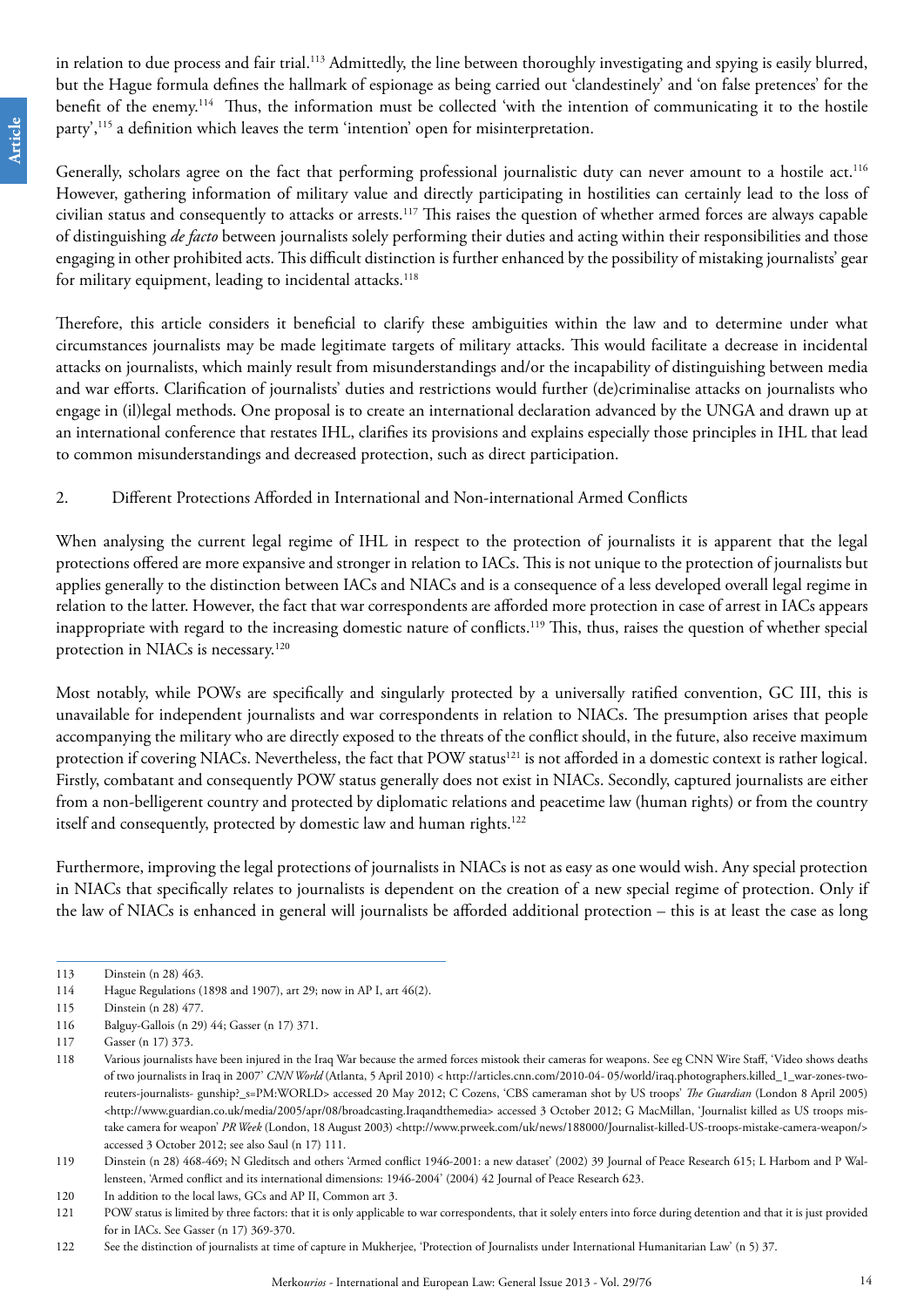in relation to due process and fair trial.[113] Admittedly, the line between thoroughly investigating and spying is easily blurred, but the Hague formula defines the hallmark of espionage as being carried out 'clandestinely' and 'on false pretences' for the benefit of the enemy.[114] Thus, the information must be collected 'with the intention of communicating it to the hostile party',[115] a definition which leaves the term 'intention' open for misinterpretation.

Generally, scholars agree on the fact that performing professional journalistic duty can never amount to a hostile act.[116] However, gathering information of military value and directly participating in hostilities can certainly lead to the loss of civilian status and consequently to attacks or arrests.[117] This raises the question of whether armed forces are always capable of distinguishing *de facto* between journalists solely performing their duties and acting within their responsibilities and those engaging in other prohibited acts. This difficult distinction is further enhanced by the possibility of mistaking journalists' gear for military equipment, leading to incidental attacks.[118]

Therefore, this article considers it beneficial to clarify these ambiguities within the law and to determine under what circumstances journalists may be made legitimate targets of military attacks. This would facilitate a decrease in incidental attacks on journalists, which mainly result from misunderstandings and/or the incapability of distinguishing between media and war efforts. Clarification of journalists' duties and restrictions would further (de)criminalise attacks on journalists who engage in (il)legal methods. One proposal is to create an international declaration advanced by the UNGA and drawn up at an international conference that restates IHL, clarifies its provisions and explains especially those principles in IHL that lead to common misunderstandings and decreased protection, such as direct participation.

## 2. Different Protections Afforded in International and Non-international Armed Conflicts

When analysing the current legal regime of IHL in respect to the protection of journalists it is apparent that the legal protections offered are more expansive and stronger in relation to IACs. This is not unique to the protection of journalists but applies generally to the distinction between IACs and NIACs and is a consequence of a less developed overall legal regime in relation to the latter. However, the fact that war correspondents are afforded more protection in case of arrest in IACs appears inappropriate with regard to the increasing domestic nature of conflicts.[119] This, thus, raises the question of whether special protection in NIACs is necessary.[120]

Most notably, while POWs are specifically and singularly protected by a universally ratified convention, GC III, this is unavailable for independent journalists and war correspondents in relation to NIACs. The presumption arises that people accompanying the military who are directly exposed to the threats of the conflict should, in the future, also receive maximum protection if covering NIACs. Nevertheless, the fact that POW status[121] is not afforded in a domestic context is rather logical. Firstly, combatant and consequently POW status generally does not exist in NIACs. Secondly, captured journalists are either from a non-belligerent country and protected by diplomatic relations and peacetime law (human rights) or from the country itself and consequently, protected by domestic law and human rights.[122]

Furthermore, improving the legal protections of journalists in NIACs is not as easy as one would wish. Any special protection in NIACs that specifically relates to journalists is dependent on the creation of a new special regime of protection. Only if the law of NIACs is enhanced in general will journalists be afforded additional protection – this is at least the case as long

---

113 Dinstein (n 28) 463.

114 Hague Regulations (1898 and 1907), art 29; now in AP I, art 46(2).

115 Dinstein (n 28) 477.

116 Balguy-Gallois (n 29) 44; Gasser (n 17) 371.

117 Gasser (n 17) 373.

118 Various journalists have been injured in the Iraq War because the armed forces mistook their cameras for weapons. See eg CNN Wire Staff, 'Video shows deaths of two journalists in Iraq in 2007' *CNN World* (Atlanta, 5 April 2010) < http://articles.cnn.com/2010-04- 05/world/iraq.photographers.killed_1_war-zones-two-reuters-journalists- gunship?_s=PM:WORLD> accessed 20 May 2012; C Cozens, 'CBS cameraman shot by US troops' *The Guardian* (London 8 April 2005) <http://www.guardian.co.uk/media/2005/apr/08/broadcasting.Iraqandthemedia> accessed 3 October 2012; G MacMillan, 'Journalist killed as US troops mistake camera for weapon' *PR Week* (London, 18 August 2003) <http://www.prweek.com/uk/news/188000/Journalist-killed-US-troops-mistake-camera-weapon/> accessed 3 October 2012; see also Saul (n 17) 111.

119 Dinstein (n 28) 468-469; N Gleditsch and others 'Armed conflict 1946-2001: a new dataset' (2002) 39 Journal of Peace Research 615; L Harbom and P Wallensteen, 'Armed conflict and its international dimensions: 1946-2004' (2004) 42 Journal of Peace Research 623.

120 In addition to the local laws, GCs and AP II, Common art 3.

121 POW status is limited by three factors: that it is only applicable to war correspondents, that it solely enters into force during detention and that it is just provided for in IACs. See Gasser (n 17) 369-370.

122 See the distinction of journalists at time of capture in Mukherjee, 'Protection of Journalists under International Humanitarian Law' (n 5) 37.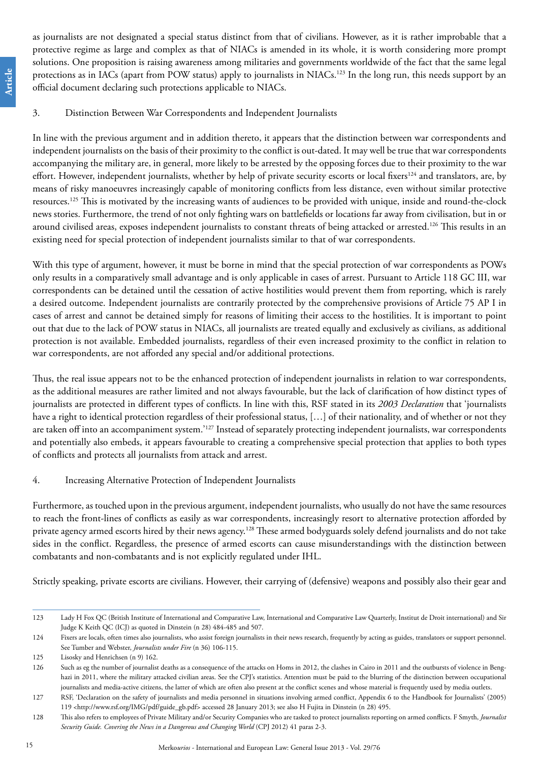as journalists are not designated a special status distinct from that of civilians. However, as it is rather improbable that a protective regime as large and complex as that of NIACs is amended in its whole, it is worth considering more prompt solutions. One proposition is raising awareness among militaries and governments worldwide of the fact that the same legal protections as in IACs (apart from POW status) apply to journalists in NIACs.[123] In the long run, this needs support by an official document declaring such protections applicable to NIACs.

### 3. Distinction Between War Correspondents and Independent Journalists

In line with the previous argument and in addition thereto, it appears that the distinction between war correspondents and independent journalists on the basis of their proximity to the conflict is out-dated. It may well be true that war correspondents accompanying the military are, in general, more likely to be arrested by the opposing forces due to their proximity to the war effort. However, independent journalists, whether by help of private security escorts or local fixers[124] and translators, are, by means of risky manoeuvres increasingly capable of monitoring conflicts from less distance, even without similar protective resources.[125] This is motivated by the increasing wants of audiences to be provided with unique, inside and round-the-clock news stories. Furthermore, the trend of not only fighting wars on battlefields or locations far away from civilisation, but in or around civilised areas, exposes independent journalists to constant threats of being attacked or arrested.[126] This results in an existing need for special protection of independent journalists similar to that of war correspondents.

With this type of argument, however, it must be borne in mind that the special protection of war correspondents as POWs only results in a comparatively small advantage and is only applicable in cases of arrest. Pursuant to Article 118 GC III, war correspondents can be detained until the cessation of active hostilities would prevent them from reporting, which is rarely a desired outcome. Independent journalists are contrarily protected by the comprehensive provisions of Article 75 AP I in cases of arrest and cannot be detained simply for reasons of limiting their access to the hostilities. It is important to point out that due to the lack of POW status in NIACs, all journalists are treated equally and exclusively as civilians, as additional protection is not available. Embedded journalists, regardless of their even increased proximity to the conflict in relation to war correspondents, are not afforded any special and/or additional protections.

Thus, the real issue appears not to be the enhanced protection of independent journalists in relation to war correspondents, as the additional measures are rather limited and not always favourable, but the lack of clarification of how distinct types of journalists are protected in different types of conflicts. In line with this, RSF stated in its *2003 Declaration* that 'journalists have a right to identical protection regardless of their professional status, […] of their nationality, and of whether or not they are taken off into an accompaniment system.'[127] Instead of separately protecting independent journalists, war correspondents and potentially also embeds, it appears favourable to creating a comprehensive special protection that applies to both types of conflicts and protects all journalists from attack and arrest.

### 4. Increasing Alternative Protection of Independent Journalists

Furthermore, as touched upon in the previous argument, independent journalists, who usually do not have the same resources to reach the front-lines of conflicts as easily as war correspondents, increasingly resort to alternative protection afforded by private agency armed escorts hired by their news agency.[128] These armed bodyguards solely defend journalists and do not take sides in the conflict. Regardless, the presence of armed escorts can cause misunderstandings with the distinction between combatants and non-combatants and is not explicitly regulated under IHL.

Strictly speaking, private escorts are civilians. However, their carrying of (defensive) weapons and possibly also their gear and

---

123 Lady H Fox QC (British Institute of International and Comparative Law, International and Comparative Law Quarterly, Institut de Droit international) and Sir Judge K Keith QC (ICJ) as quoted in Dinstein (n 28) 484-485 and 507.

124 Fixers are locals, often times also journalists, who assist foreign journalists in their news research, frequently by acting as guides, translators or support personnel. See Tumber and Webster, *Journalists under Fire* (n 36) 106-115.

125 Lisosky and Henrichsen (n 9) 162.

126 Such as eg the number of journalist deaths as a consequence of the attacks on Homs in 2012, the clashes in Cairo in 2011 and the outbursts of violence in Benghazi in 2011, where the military attacked civilian areas. See the CPJ's statistics. Attention must be paid to the blurring of the distinction between occupational journalists and media-active citizens, the latter of which are often also present at the conflict scenes and whose material is frequently used by media outlets.

127 RSF, 'Declaration on the safety of journalists and media personnel in situations involving armed conflict, Appendix 6 to the Handbook for Journalists' (2005) 119 <http://www.rsf.org/IMG/pdf/guide_gb.pdf> accessed 28 January 2013; see also H Fujita in Dinstein (n 28) 495.

128 This also refers to employees of Private Military and/or Security Companies who are tasked to protect journalists reporting on armed conflicts. F Smyth, *Journalist Security Guide. Covering the News in a Dangerous and Changing World* (CPJ 2012) 41 paras 2-3.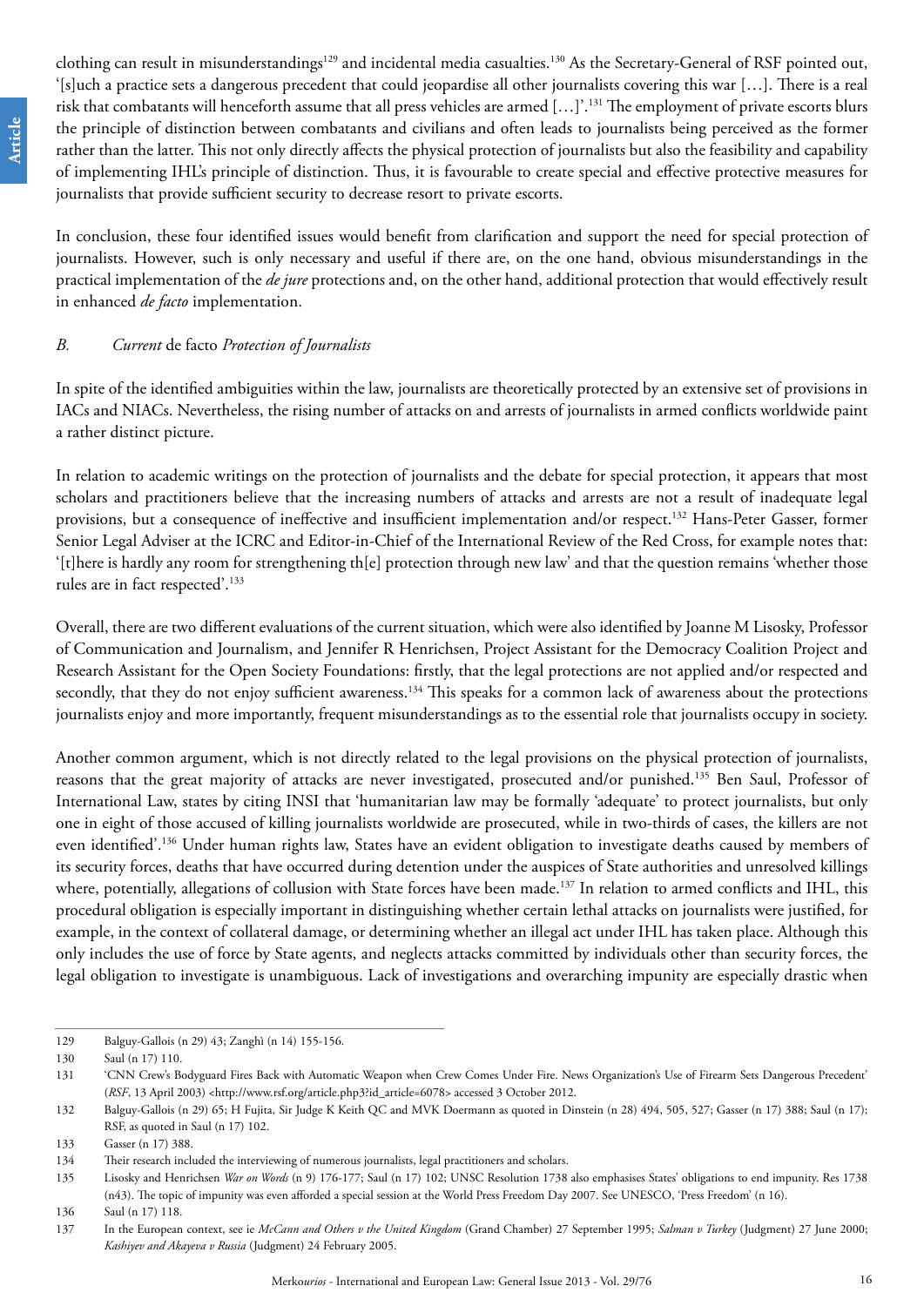clothing can result in misunderstandings[129] and incidental media casualties.[130] As the Secretary-General of RSF pointed out, '[s]uch a practice sets a dangerous precedent that could jeopardise all other journalists covering this war [...]. There is a real risk that combatants will henceforth assume that all press vehicles are armed [...]'.[131] The employment of private escorts blurs the principle of distinction between combatants and civilians and often leads to journalists being perceived as the former rather than the latter. This not only directly affects the physical protection of journalists but also the feasibility and capability of implementing IHL's principle of distinction. Thus, it is favourable to create special and effective protective measures for journalists that provide sufficient security to decrease resort to private escorts.

In conclusion, these four identified issues would benefit from clarification and support the need for special protection of journalists. However, such is only necessary and useful if there are, on the one hand, obvious misunderstandings in the practical implementation of the *de jure* protections and, on the other hand, additional protection that would effectively result in enhanced *de facto* implementation.

### *B. Current* de facto *Protection of Journalists*

In spite of the identified ambiguities within the law, journalists are theoretically protected by an extensive set of provisions in IACs and NIACs. Nevertheless, the rising number of attacks on and arrests of journalists in armed conflicts worldwide paint a rather distinct picture.

In relation to academic writings on the protection of journalists and the debate for special protection, it appears that most scholars and practitioners believe that the increasing numbers of attacks and arrests are not a result of inadequate legal provisions, but a consequence of ineffective and insufficient implementation and/or respect.[132] Hans-Peter Gasser, former Senior Legal Adviser at the ICRC and Editor-in-Chief of the International Review of the Red Cross, for example notes that: '[t]here is hardly any room for strengthening th[e] protection through new law' and that the question remains 'whether those rules are in fact respected'.[133]

Overall, there are two different evaluations of the current situation, which were also identified by Joanne M Lisosky, Professor of Communication and Journalism, and Jennifer R Henrichsen, Project Assistant for the Democracy Coalition Project and Research Assistant for the Open Society Foundations: firstly, that the legal protections are not applied and/or respected and secondly, that they do not enjoy sufficient awareness.[134] This speaks for a common lack of awareness about the protections journalists enjoy and more importantly, frequent misunderstandings as to the essential role that journalists occupy in society.

Another common argument, which is not directly related to the legal provisions on the physical protection of journalists, reasons that the great majority of attacks are never investigated, prosecuted and/or punished.[135] Ben Saul, Professor of International Law, states by citing INSI that 'humanitarian law may be formally 'adequate' to protect journalists, but only one in eight of those accused of killing journalists worldwide are prosecuted, while in two-thirds of cases, the killers are not even identified'.[136] Under human rights law, States have an evident obligation to investigate deaths caused by members of its security forces, deaths that have occurred during detention under the auspices of State authorities and unresolved killings where, potentially, allegations of collusion with State forces have been made.[137] In relation to armed conflicts and IHL, this procedural obligation is especially important in distinguishing whether certain lethal attacks on journalists were justified, for example, in the context of collateral damage, or determining whether an illegal act under IHL has taken place. Although this only includes the use of force by State agents, and neglects attacks committed by individuals other than security forces, the legal obligation to investigate is unambiguous. Lack of investigations and overarching impunity are especially drastic when

---

129 Balguy-Gallois (n 29) 43; Zanghì (n 14) 155-156.

130 Saul (n 17) 110.

131 'CNN Crew's Bodyguard Fires Back with Automatic Weapon when Crew Comes Under Fire. News Organization's Use of Firearm Sets Dangerous Precedent' (*RSF*, 13 April 2003) <http://www.rsf.org/article.php3?id_article=6078> accessed 3 October 2012.

132 Balguy-Gallois (n 29) 65; H Fujita, Sir Judge K Keith QC and MVK Doermann as quoted in Dinstein (n 28) 494, 505, 527; Gasser (n 17) 388; Saul (n 17); RSF, as quoted in Saul (n 17) 102.

133 Gasser (n 17) 388.

134 Their research included the interviewing of numerous journalists, legal practitioners and scholars.

135 Lisosky and Henrichsen *War on Words* (n 9) 176-177; Saul (n 17) 102; UNSC Resolution 1738 also emphasises States' obligations to end impunity. Res 1738 (n43). The topic of impunity was even afforded a special session at the World Press Freedom Day 2007. See UNESCO, 'Press Freedom' (n 16).

136 Saul (n 17) 118.

137 In the European context, see ie *McCann and Others v the United Kingdom* (Grand Chamber) 27 September 1995; *Salman v Turkey* (Judgment) 27 June 2000; *Kashiyev and Akayeva v Russia* (Judgment) 24 February 2005.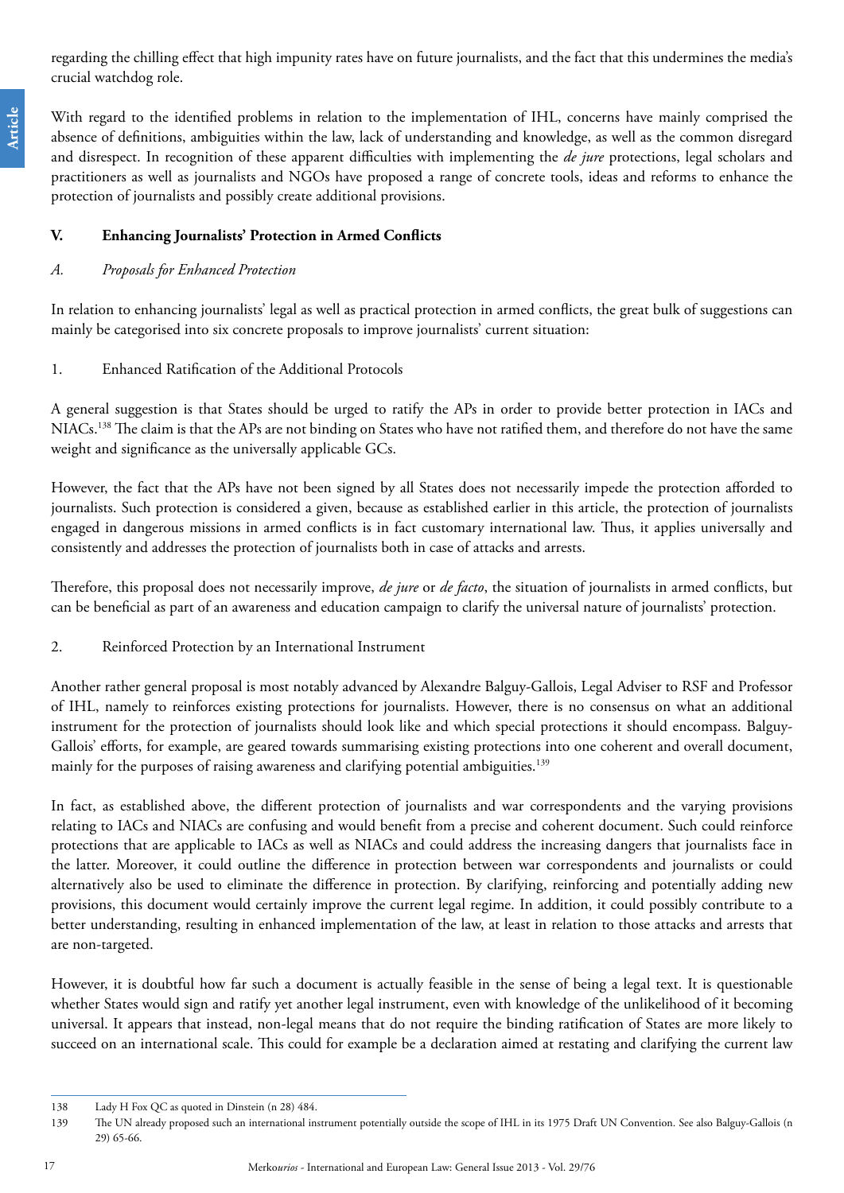regarding the chilling effect that high impunity rates have on future journalists, and the fact that this undermines the media's crucial watchdog role.

With regard to the identified problems in relation to the implementation of IHL, concerns have mainly comprised the absence of definitions, ambiguities within the law, lack of understanding and knowledge, as well as the common disregard and disrespect. In recognition of these apparent difficulties with implementing the *de jure* protections, legal scholars and practitioners as well as journalists and NGOs have proposed a range of concrete tools, ideas and reforms to enhance the protection of journalists and possibly create additional provisions.

## V. Enhancing Journalists' Protection in Armed Conflicts

### *A. Proposals for Enhanced Protection*

In relation to enhancing journalists' legal as well as practical protection in armed conflicts, the great bulk of suggestions can mainly be categorised into six concrete proposals to improve journalists' current situation:

#### 1. Enhanced Ratification of the Additional Protocols

A general suggestion is that States should be urged to ratify the APs in order to provide better protection in IACs and NIACs.[138] The claim is that the APs are not binding on States who have not ratified them, and therefore do not have the same weight and significance as the universally applicable GCs.

However, the fact that the APs have not been signed by all States does not necessarily impede the protection afforded to journalists. Such protection is considered a given, because as established earlier in this article, the protection of journalists engaged in dangerous missions in armed conflicts is in fact customary international law. Thus, it applies universally and consistently and addresses the protection of journalists both in case of attacks and arrests.

Therefore, this proposal does not necessarily improve, *de jure* or *de facto*, the situation of journalists in armed conflicts, but can be beneficial as part of an awareness and education campaign to clarify the universal nature of journalists' protection.

#### 2. Reinforced Protection by an International Instrument

Another rather general proposal is most notably advanced by Alexandre Balguy-Gallois, Legal Adviser to RSF and Professor of IHL, namely to reinforces existing protections for journalists. However, there is no consensus on what an additional instrument for the protection of journalists should look like and which special protections it should encompass. Balguy-Gallois' efforts, for example, are geared towards summarising existing protections into one coherent and overall document, mainly for the purposes of raising awareness and clarifying potential ambiguities.[139]

In fact, as established above, the different protection of journalists and war correspondents and the varying provisions relating to IACs and NIACs are confusing and would benefit from a precise and coherent document. Such could reinforce protections that are applicable to IACs as well as NIACs and could address the increasing dangers that journalists face in the latter. Moreover, it could outline the difference in protection between war correspondents and journalists or could alternatively also be used to eliminate the difference in protection. By clarifying, reinforcing and potentially adding new provisions, this document would certainly improve the current legal regime. In addition, it could possibly contribute to a better understanding, resulting in enhanced implementation of the law, at least in relation to those attacks and arrests that are non-targeted.

However, it is doubtful how far such a document is actually feasible in the sense of being a legal text. It is questionable whether States would sign and ratify yet another legal instrument, even with knowledge of the unlikelihood of it becoming universal. It appears that instead, non-legal means that do not require the binding ratification of States are more likely to succeed on an international scale. This could for example be a declaration aimed at restating and clarifying the current law

---

138 Lady H Fox QC as quoted in Dinstein (n 28) 484.

139 The UN already proposed such an international instrument potentially outside the scope of IHL in its 1975 Draft UN Convention. See also Balguy-Gallois (n 29) 65-66.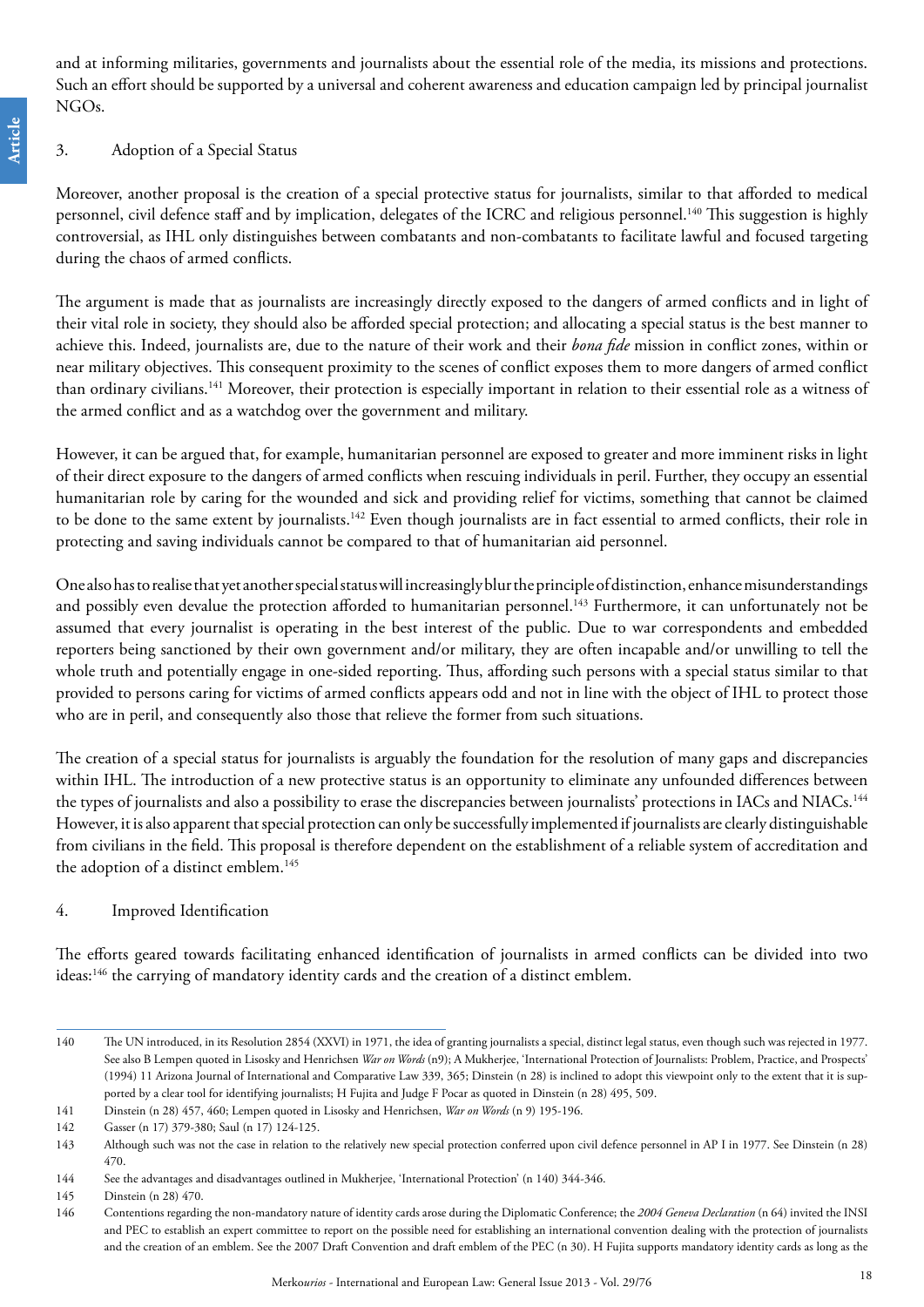and at informing militaries, governments and journalists about the essential role of the media, its missions and protections. Such an effort should be supported by a universal and coherent awareness and education campaign led by principal journalist NGOs.

### 3. Adoption of a Special Status

Moreover, another proposal is the creation of a special protective status for journalists, similar to that afforded to medical personnel, civil defence staff and by implication, delegates of the ICRC and religious personnel.[140] This suggestion is highly controversial, as IHL only distinguishes between combatants and non-combatants to facilitate lawful and focused targeting during the chaos of armed conflicts.

The argument is made that as journalists are increasingly directly exposed to the dangers of armed conflicts and in light of their vital role in society, they should also be afforded special protection; and allocating a special status is the best manner to achieve this. Indeed, journalists are, due to the nature of their work and their *bona fide* mission in conflict zones, within or near military objectives. This consequent proximity to the scenes of conflict exposes them to more dangers of armed conflict than ordinary civilians.[141] Moreover, their protection is especially important in relation to their essential role as a witness of the armed conflict and as a watchdog over the government and military.

However, it can be argued that, for example, humanitarian personnel are exposed to greater and more imminent risks in light of their direct exposure to the dangers of armed conflicts when rescuing individuals in peril. Further, they occupy an essential humanitarian role by caring for the wounded and sick and providing relief for victims, something that cannot be claimed to be done to the same extent by journalists.[142] Even though journalists are in fact essential to armed conflicts, their role in protecting and saving individuals cannot be compared to that of humanitarian aid personnel.

One also has to realise that yet another special status will increasingly blur the principle of distinction, enhance misunderstandings and possibly even devalue the protection afforded to humanitarian personnel.[143] Furthermore, it can unfortunately not be assumed that every journalist is operating in the best interest of the public. Due to war correspondents and embedded reporters being sanctioned by their own government and/or military, they are often incapable and/or unwilling to tell the whole truth and potentially engage in one-sided reporting. Thus, affording such persons with a special status similar to that provided to persons caring for victims of armed conflicts appears odd and not in line with the object of IHL to protect those who are in peril, and consequently also those that relieve the former from such situations.

The creation of a special status for journalists is arguably the foundation for the resolution of many gaps and discrepancies within IHL. The introduction of a new protective status is an opportunity to eliminate any unfounded differences between the types of journalists and also a possibility to erase the discrepancies between journalists' protections in IACs and NIACs.[144] However, it is also apparent that special protection can only be successfully implemented if journalists are clearly distinguishable from civilians in the field. This proposal is therefore dependent on the establishment of a reliable system of accreditation and the adoption of a distinct emblem.[145]

### 4. Improved Identification

The efforts geared towards facilitating enhanced identification of journalists in armed conflicts can be divided into two ideas:[146] the carrying of mandatory identity cards and the creation of a distinct emblem.

---

140 The UN introduced, in its Resolution 2854 (XXVI) in 1971, the idea of granting journalists a special, distinct legal status, even though such was rejected in 1977. See also B Lempen quoted in Lisosky and Henrichsen *War on Words* (n9); A Mukherjee, 'International Protection of Journalists: Problem, Practice, and Prospects' (1994) 11 Arizona Journal of International and Comparative Law 339, 365; Dinstein (n 28) is inclined to adopt this viewpoint only to the extent that it is supported by a clear tool for identifying journalists; H Fujita and Judge F Pocar as quoted in Dinstein (n 28) 495, 509.

141 Dinstein (n 28) 457, 460; Lempen quoted in Lisosky and Henrichsen, *War on Words* (n 9) 195-196.

142 Gasser (n 17) 379-380; Saul (n 17) 124-125.

143 Although such was not the case in relation to the relatively new special protection conferred upon civil defence personnel in AP I in 1977. See Dinstein (n 28) 470.

144 See the advantages and disadvantages outlined in Mukherjee, 'International Protection' (n 140) 344-346.

145 Dinstein (n 28) 470.

146 Contentions regarding the non-mandatory nature of identity cards arose during the Diplomatic Conference; the *2004 Geneva Declaration* (n 64) invited the INSI and PEC to establish an expert committee to report on the possible need for establishing an international convention dealing with the protection of journalists and the creation of an emblem. See the 2007 Draft Convention and draft emblem of the PEC (n 30). H Fujita supports mandatory identity cards as long as the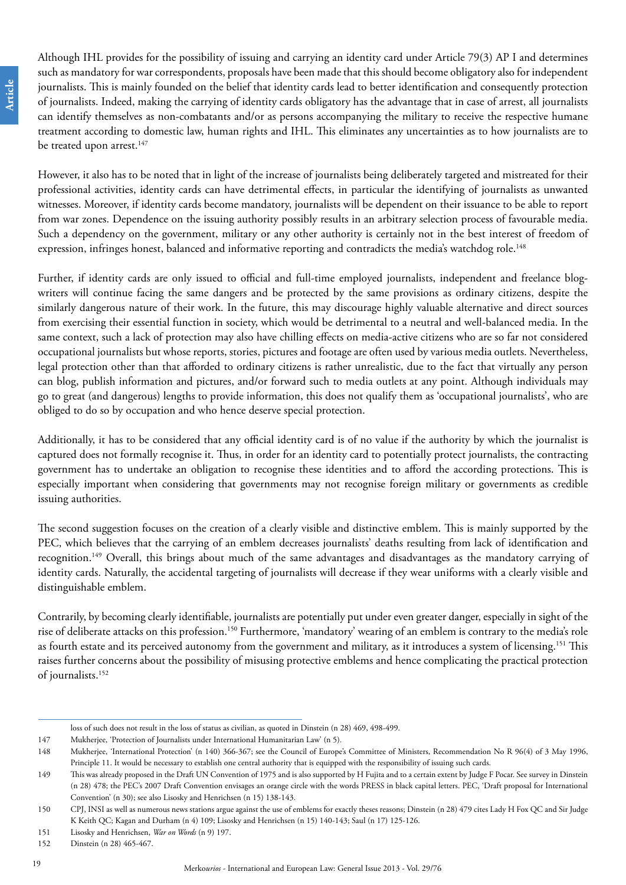Although IHL provides for the possibility of issuing and carrying an identity card under Article 79(3) AP I and determines such as mandatory for war correspondents, proposals have been made that this should become obligatory also for independent journalists. This is mainly founded on the belief that identity cards lead to better identification and consequently protection of journalists. Indeed, making the carrying of identity cards obligatory has the advantage that in case of arrest, all journalists can identify themselves as non-combatants and/or as persons accompanying the military to receive the respective humane treatment according to domestic law, human rights and IHL. This eliminates any uncertainties as to how journalists are to be treated upon arrest.[147]

However, it also has to be noted that in light of the increase of journalists being deliberately targeted and mistreated for their professional activities, identity cards can have detrimental effects, in particular the identifying of journalists as unwanted witnesses. Moreover, if identity cards become mandatory, journalists will be dependent on their issuance to be able to report from war zones. Dependence on the issuing authority possibly results in an arbitrary selection process of favourable media. Such a dependency on the government, military or any other authority is certainly not in the best interest of freedom of expression, infringes honest, balanced and informative reporting and contradicts the media's watchdog role.[148]

Further, if identity cards are only issued to official and full-time employed journalists, independent and freelance blog-writers will continue facing the same dangers and be protected by the same provisions as ordinary citizens, despite the similarly dangerous nature of their work. In the future, this may discourage highly valuable alternative and direct sources from exercising their essential function in society, which would be detrimental to a neutral and well-balanced media. In the same context, such a lack of protection may also have chilling effects on media-active citizens who are so far not considered occupational journalists but whose reports, stories, pictures and footage are often used by various media outlets. Nevertheless, legal protection other than that afforded to ordinary citizens is rather unrealistic, due to the fact that virtually any person can blog, publish information and pictures, and/or forward such to media outlets at any point. Although individuals may go to great (and dangerous) lengths to provide information, this does not qualify them as 'occupational journalists', who are obliged to do so by occupation and who hence deserve special protection.

Additionally, it has to be considered that any official identity card is of no value if the authority by which the journalist is captured does not formally recognise it. Thus, in order for an identity card to potentially protect journalists, the contracting government has to undertake an obligation to recognise these identities and to afford the according protections. This is especially important when considering that governments may not recognise foreign military or governments as credible issuing authorities.

The second suggestion focuses on the creation of a clearly visible and distinctive emblem. This is mainly supported by the PEC, which believes that the carrying of an emblem decreases journalists' deaths resulting from lack of identification and recognition.[149] Overall, this brings about much of the same advantages and disadvantages as the mandatory carrying of identity cards. Naturally, the accidental targeting of journalists will decrease if they wear uniforms with a clearly visible and distinguishable emblem.

Contrarily, by becoming clearly identifiable, journalists are potentially put under even greater danger, especially in sight of the rise of deliberate attacks on this profession.[150] Furthermore, 'mandatory' wearing of an emblem is contrary to the media's role as fourth estate and its perceived autonomy from the government and military, as it introduces a system of licensing.[151] This raises further concerns about the possibility of misusing protective emblems and hence complicating the practical protection of journalists.[152]

---

loss of such does not result in the loss of status as civilian, as quoted in Dinstein (n 28) 469, 498-499.

147 Mukherjee, 'Protection of Journalists under International Humanitarian Law' (n 5).

148 Mukherjee, 'International Protection' (n 140) 366-367; see the Council of Europe's Committee of Ministers, Recommendation No R 96(4) of 3 May 1996, Principle 11. It would be necessary to establish one central authority that is equipped with the responsibility of issuing such cards.

149 This was already proposed in the Draft UN Convention of 1975 and is also supported by H Fujita and to a certain extent by Judge F Pocar. See survey in Dinstein (n 28) 478; the PEC's 2007 Draft Convention envisages an orange circle with the words PRESS in black capital letters. PEC, 'Draft proposal for International Convention' (n 30); see also Lisosky and Henrichsen (n 15) 138-143.

150 CPJ, INSI as well as numerous news stations argue against the use of emblems for exactly theses reasons; Dinstein (n 28) 479 cites Lady H Fox QC and Sir Judge K Keith QC; Kagan and Durham (n 4) 109; Lisosky and Henrichsen (n 15) 140-143; Saul (n 17) 125-126.

151 Lisosky and Henrichsen, *War on Words* (n 9) 197.

152 Dinstein (n 28) 465-467.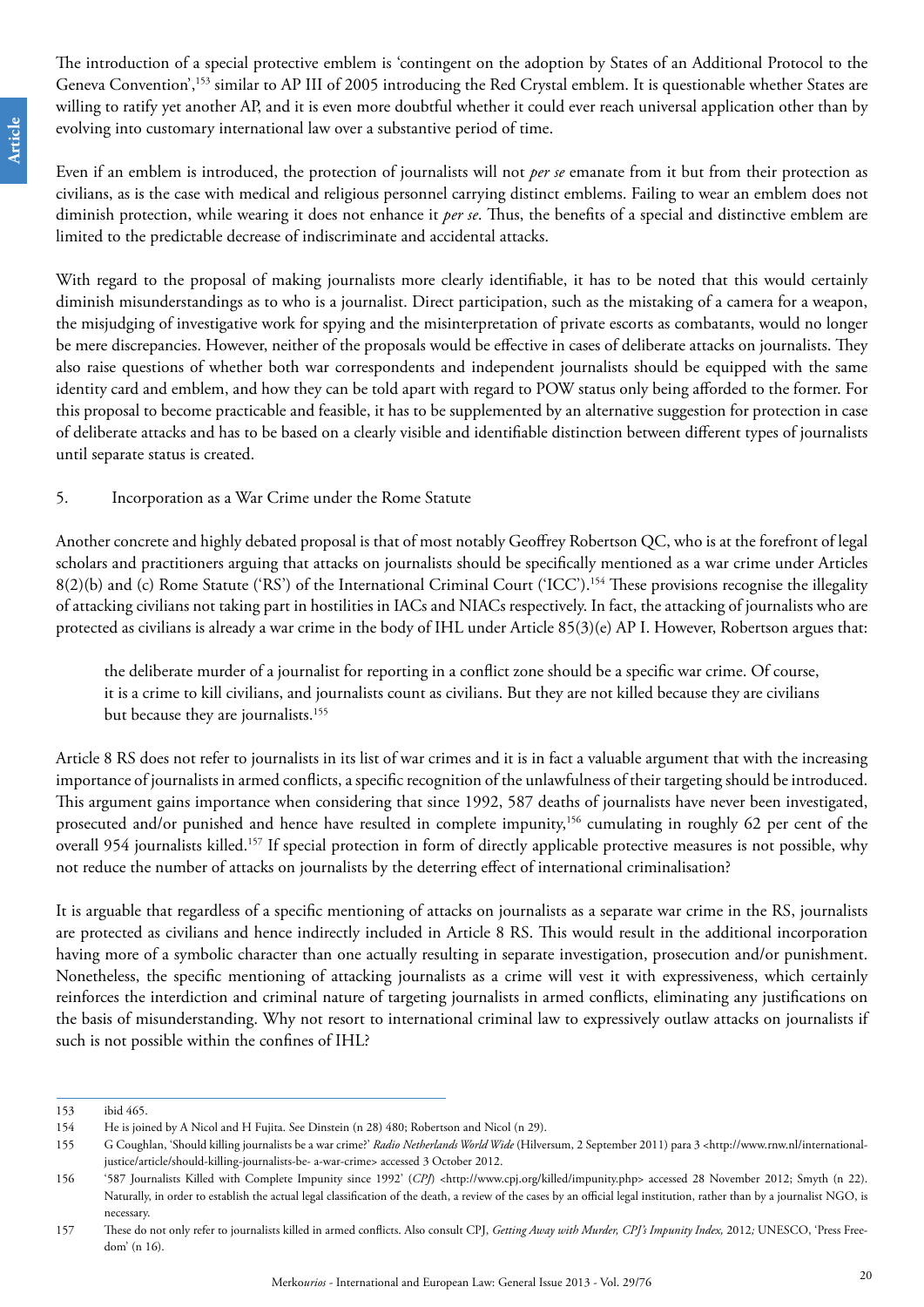The introduction of a special protective emblem is 'contingent on the adoption by States of an Additional Protocol to the Geneva Convention',[153] similar to AP III of 2005 introducing the Red Crystal emblem. It is questionable whether States are willing to ratify yet another AP, and it is even more doubtful whether it could ever reach universal application other than by evolving into customary international law over a substantive period of time.

Even if an emblem is introduced, the protection of journalists will not *per se* emanate from it but from their protection as civilians, as is the case with medical and religious personnel carrying distinct emblems. Failing to wear an emblem does not diminish protection, while wearing it does not enhance it *per se*. Thus, the benefits of a special and distinctive emblem are limited to the predictable decrease of indiscriminate and accidental attacks.

With regard to the proposal of making journalists more clearly identifiable, it has to be noted that this would certainly diminish misunderstandings as to who is a journalist. Direct participation, such as the mistaking of a camera for a weapon, the misjudging of investigative work for spying and the misinterpretation of private escorts as combatants, would no longer be mere discrepancies. However, neither of the proposals would be effective in cases of deliberate attacks on journalists. They also raise questions of whether both war correspondents and independent journalists should be equipped with the same identity card and emblem, and how they can be told apart with regard to POW status only being afforded to the former. For this proposal to become practicable and feasible, it has to be supplemented by an alternative suggestion for protection in case of deliberate attacks and has to be based on a clearly visible and identifiable distinction between different types of journalists until separate status is created.

## 5. Incorporation as a War Crime under the Rome Statute

Another concrete and highly debated proposal is that of most notably Geoffrey Robertson QC, who is at the forefront of legal scholars and practitioners arguing that attacks on journalists should be specifically mentioned as a war crime under Articles 8(2)(b) and (c) Rome Statute ('RS') of the International Criminal Court ('ICC').[154] These provisions recognise the illegality of attacking civilians not taking part in hostilities in IACs and NIACs respectively. In fact, the attacking of journalists who are protected as civilians is already a war crime in the body of IHL under Article 85(3)(e) AP I. However, Robertson argues that:

> the deliberate murder of a journalist for reporting in a conflict zone should be a specific war crime. Of course, it is a crime to kill civilians, and journalists count as civilians. But they are not killed because they are civilians but because they are journalists.[155]

Article 8 RS does not refer to journalists in its list of war crimes and it is in fact a valuable argument that with the increasing importance of journalists in armed conflicts, a specific recognition of the unlawfulness of their targeting should be introduced. This argument gains importance when considering that since 1992, 587 deaths of journalists have never been investigated, prosecuted and/or punished and hence have resulted in complete impunity,[156] cumulating in roughly 62 per cent of the overall 954 journalists killed.[157] If special protection in form of directly applicable protective measures is not possible, why not reduce the number of attacks on journalists by the deterring effect of international criminalisation?

It is arguable that regardless of a specific mentioning of attacks on journalists as a separate war crime in the RS, journalists are protected as civilians and hence indirectly included in Article 8 RS. This would result in the additional incorporation having more of a symbolic character than one actually resulting in separate investigation, prosecution and/or punishment. Nonetheless, the specific mentioning of attacking journalists as a crime will vest it with expressiveness, which certainly reinforces the interdiction and criminal nature of targeting journalists in armed conflicts, eliminating any justifications on the basis of misunderstanding. Why not resort to international criminal law to expressively outlaw attacks on journalists if such is not possible within the confines of IHL?

---

153 ibid 465.

154 He is joined by A Nicol and H Fujita. See Dinstein (n 28) 480; Robertson and Nicol (n 29).

155 G Coughlan, 'Should killing journalists be a war crime?' *Radio Netherlands World Wide* (Hilversum, 2 September 2011) para 3 <http://www.rnw.nl/international-justice/article/should-killing-journalists-be- a-war-crime> accessed 3 October 2012.

156 '587 Journalists Killed with Complete Impunity since 1992' (*CPJ*) <http://www.cpj.org/killed/impunity.php> accessed 28 November 2012; Smyth (n 22). Naturally, in order to establish the actual legal classification of the death, a review of the cases by an official legal institution, rather than by a journalist NGO, is necessary.

157 These do not only refer to journalists killed in armed conflicts. Also consult CPJ, *Getting Away with Murder, CPJ's Impunity Index,* 2012*;* UNESCO, 'Press Freedom' (n 16).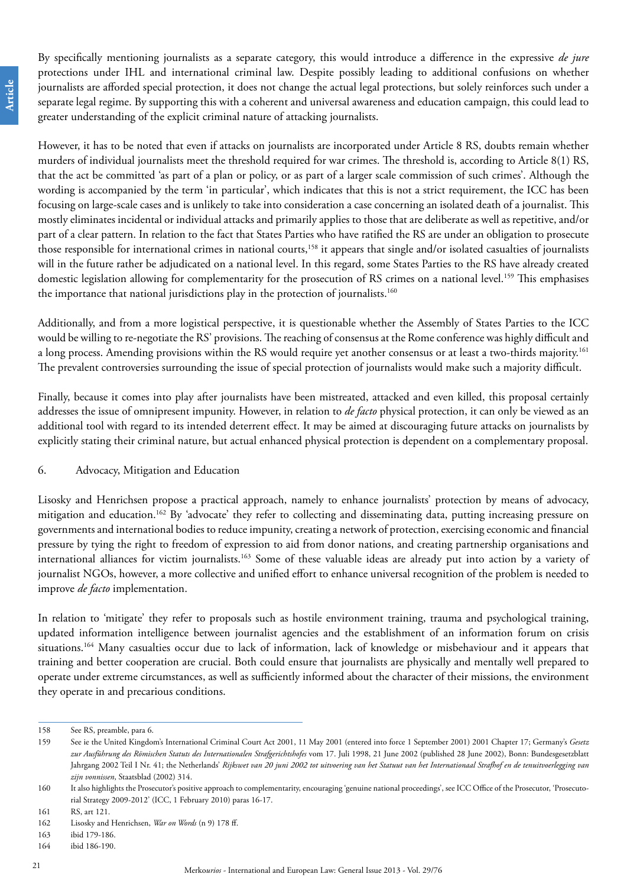By specifically mentioning journalists as a separate category, this would introduce a difference in the expressive *de jure* protections under IHL and international criminal law. Despite possibly leading to additional confusions on whether journalists are afforded special protection, it does not change the actual legal protections, but solely reinforces such under a separate legal regime. By supporting this with a coherent and universal awareness and education campaign, this could lead to greater understanding of the explicit criminal nature of attacking journalists.

However, it has to be noted that even if attacks on journalists are incorporated under Article 8 RS, doubts remain whether murders of individual journalists meet the threshold required for war crimes. The threshold is, according to Article 8(1) RS, that the act be committed 'as part of a plan or policy, or as part of a larger scale commission of such crimes'. Although the wording is accompanied by the term 'in particular', which indicates that this is not a strict requirement, the ICC has been focusing on large-scale cases and is unlikely to take into consideration a case concerning an isolated death of a journalist. This mostly eliminates incidental or individual attacks and primarily applies to those that are deliberate as well as repetitive, and/or part of a clear pattern. In relation to the fact that States Parties who have ratified the RS are under an obligation to prosecute those responsible for international crimes in national courts,[158] it appears that single and/or isolated casualties of journalists will in the future rather be adjudicated on a national level. In this regard, some States Parties to the RS have already created domestic legislation allowing for complementarity for the prosecution of RS crimes on a national level.[159] This emphasises the importance that national jurisdictions play in the protection of journalists.[160]

Additionally, and from a more logistical perspective, it is questionable whether the Assembly of States Parties to the ICC would be willing to re-negotiate the RS' provisions. The reaching of consensus at the Rome conference was highly difficult and a long process. Amending provisions within the RS would require yet another consensus or at least a two-thirds majority.[161] The prevalent controversies surrounding the issue of special protection of journalists would make such a majority difficult.

Finally, because it comes into play after journalists have been mistreated, attacked and even killed, this proposal certainly addresses the issue of omnipresent impunity. However, in relation to *de facto* physical protection, it can only be viewed as an additional tool with regard to its intended deterrent effect. It may be aimed at discouraging future attacks on journalists by explicitly stating their criminal nature, but actual enhanced physical protection is dependent on a complementary proposal.

## 6. Advocacy, Mitigation and Education

Lisosky and Henrichsen propose a practical approach, namely to enhance journalists' protection by means of advocacy, mitigation and education.[162] By 'advocate' they refer to collecting and disseminating data, putting increasing pressure on governments and international bodies to reduce impunity, creating a network of protection, exercising economic and financial pressure by tying the right to freedom of expression to aid from donor nations, and creating partnership organisations and international alliances for victim journalists.[163] Some of these valuable ideas are already put into action by a variety of journalist NGOs, however, a more collective and unified effort to enhance universal recognition of the problem is needed to improve *de facto* implementation.

In relation to 'mitigate' they refer to proposals such as hostile environment training, trauma and psychological training, updated information intelligence between journalist agencies and the establishment of an information forum on crisis situations.[164] Many casualties occur due to lack of information, lack of knowledge or misbehaviour and it appears that training and better cooperation are crucial. Both could ensure that journalists are physically and mentally well prepared to operate under extreme circumstances, as well as sufficiently informed about the character of their missions, the environment they operate in and precarious conditions.

---

158 See RS, preamble, para 6.

159 See ie the United Kingdom's International Criminal Court Act 2001, 11 May 2001 (entered into force 1 September 2001) 2001 Chapter 17; Germany's *Gesetz zur Ausführung des Römischen Statuts des Internationalen Strafgerichtshofes* vom 17. Juli 1998, 21 June 2002 (published 28 June 2002), Bonn: Bundesgesetzblatt Jahrgang 2002 Teil I Nr. 41; the Netherlands' *Rijkswet van 20 juni 2002 tot uitvoering van het Statuut van het Internationaal Strafhof en de tenuitvoerlegging van zijn vonnissen*, Staatsblad (2002) 314.

160 It also highlights the Prosecutor's positive approach to complementarity, encouraging 'genuine national proceedings', see ICC Office of the Prosecutor, 'Prosecutorial Strategy 2009-2012' (ICC, 1 February 2010) paras 16-17.

161 RS, art 121.

162 Lisosky and Henrichsen, *War on Words* (n 9) 178 ff.

163 ibid 179-186.

164 ibid 186-190.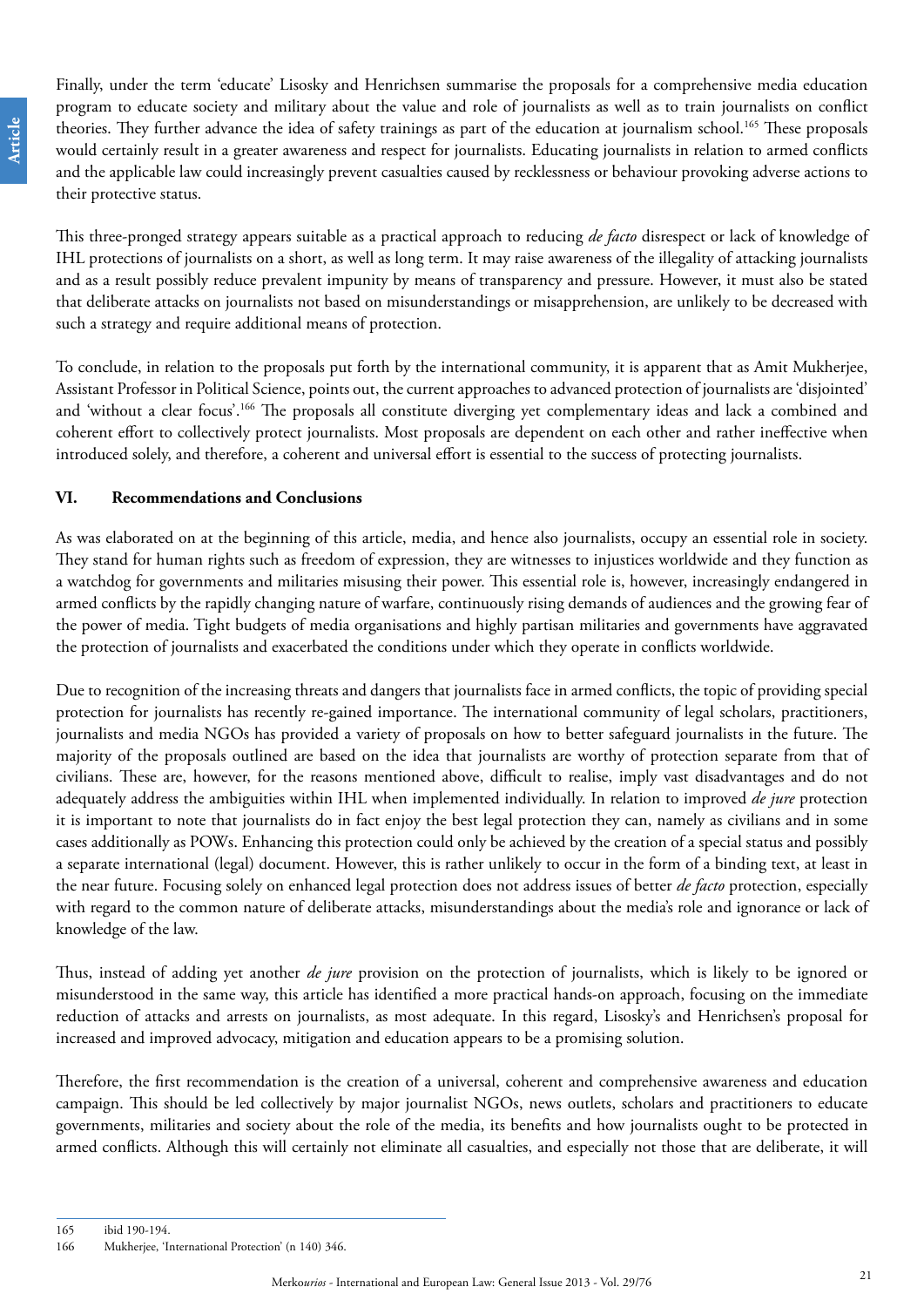Finally, under the term 'educate' Lisosky and Henrichsen summarise the proposals for a comprehensive media education program to educate society and military about the value and role of journalists as well as to train journalists on conflict theories. They further advance the idea of safety trainings as part of the education at journalism school.[165] These proposals would certainly result in a greater awareness and respect for journalists. Educating journalists in relation to armed conflicts and the applicable law could increasingly prevent casualties caused by recklessness or behaviour provoking adverse actions to their protective status.

This three-pronged strategy appears suitable as a practical approach to reducing *de facto* disrespect or lack of knowledge of IHL protections of journalists on a short, as well as long term. It may raise awareness of the illegality of attacking journalists and as a result possibly reduce prevalent impunity by means of transparency and pressure. However, it must also be stated that deliberate attacks on journalists not based on misunderstandings or misapprehension, are unlikely to be decreased with such a strategy and require additional means of protection.

To conclude, in relation to the proposals put forth by the international community, it is apparent that as Amit Mukherjee, Assistant Professor in Political Science, points out, the current approaches to advanced protection of journalists are 'disjointed' and 'without a clear focus'.[166] The proposals all constitute diverging yet complementary ideas and lack a combined and coherent effort to collectively protect journalists. Most proposals are dependent on each other and rather ineffective when introduced solely, and therefore, a coherent and universal effort is essential to the success of protecting journalists.

## VI. Recommendations and Conclusions

As was elaborated on at the beginning of this article, media, and hence also journalists, occupy an essential role in society. They stand for human rights such as freedom of expression, they are witnesses to injustices worldwide and they function as a watchdog for governments and militaries misusing their power. This essential role is, however, increasingly endangered in armed conflicts by the rapidly changing nature of warfare, continuously rising demands of audiences and the growing fear of the power of media. Tight budgets of media organisations and highly partisan militaries and governments have aggravated the protection of journalists and exacerbated the conditions under which they operate in conflicts worldwide.

Due to recognition of the increasing threats and dangers that journalists face in armed conflicts, the topic of providing special protection for journalists has recently re-gained importance. The international community of legal scholars, practitioners, journalists and media NGOs has provided a variety of proposals on how to better safeguard journalists in the future. The majority of the proposals outlined are based on the idea that journalists are worthy of protection separate from that of civilians. These are, however, for the reasons mentioned above, difficult to realise, imply vast disadvantages and do not adequately address the ambiguities within IHL when implemented individually. In relation to improved *de jure* protection it is important to note that journalists do in fact enjoy the best legal protection they can, namely as civilians and in some cases additionally as POWs. Enhancing this protection could only be achieved by the creation of a special status and possibly a separate international (legal) document. However, this is rather unlikely to occur in the form of a binding text, at least in the near future. Focusing solely on enhanced legal protection does not address issues of better *de facto* protection, especially with regard to the common nature of deliberate attacks, misunderstandings about the media's role and ignorance or lack of knowledge of the law.

Thus, instead of adding yet another *de jure* provision on the protection of journalists, which is likely to be ignored or misunderstood in the same way, this article has identified a more practical hands-on approach, focusing on the immediate reduction of attacks and arrests on journalists, as most adequate. In this regard, Lisosky's and Henrichsen's proposal for increased and improved advocacy, mitigation and education appears to be a promising solution.

Therefore, the first recommendation is the creation of a universal, coherent and comprehensive awareness and education campaign. This should be led collectively by major journalist NGOs, news outlets, scholars and practitioners to educate governments, militaries and society about the role of the media, its benefits and how journalists ought to be protected in armed conflicts. Although this will certainly not eliminate all casualties, and especially not those that are deliberate, it will

165 ibid 190-194.

166 Mukherjee, 'International Protection' (n 140) 346.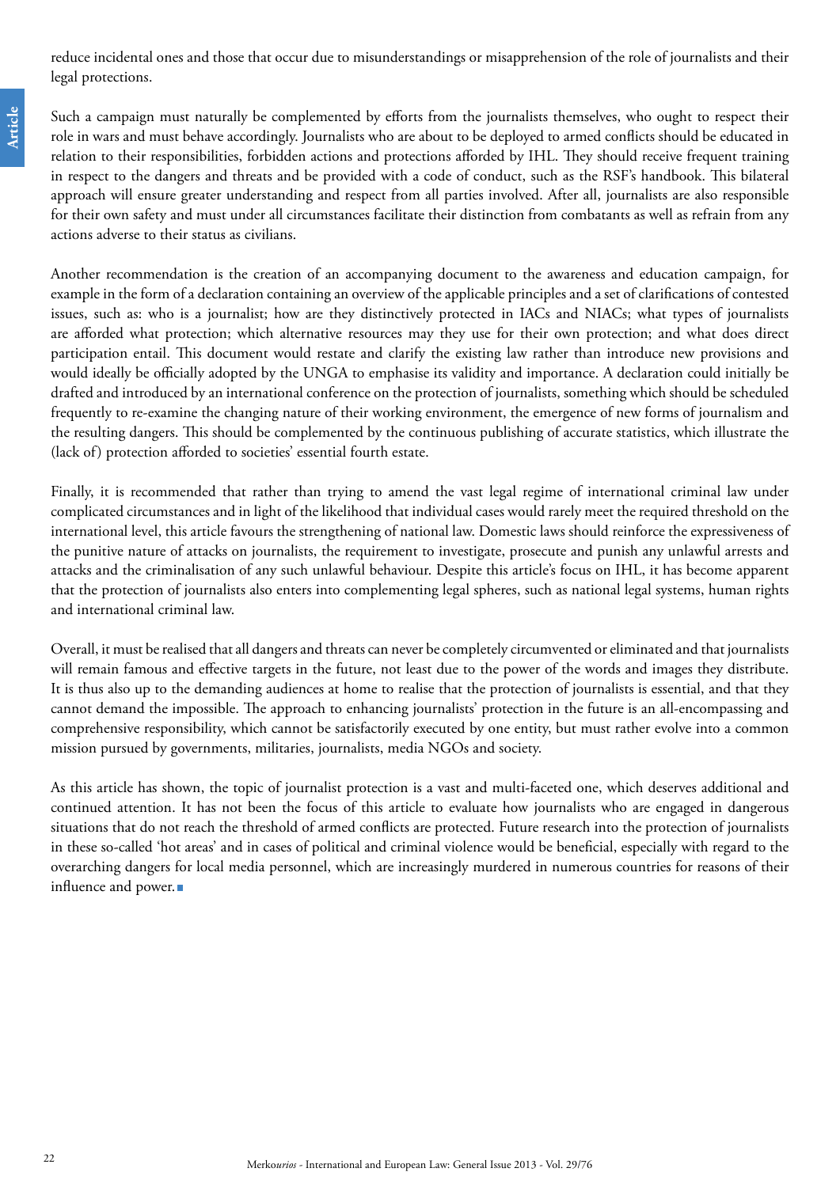reduce incidental ones and those that occur due to misunderstandings or misapprehension of the role of journalists and their legal protections.

Such a campaign must naturally be complemented by efforts from the journalists themselves, who ought to respect their role in wars and must behave accordingly. Journalists who are about to be deployed to armed conflicts should be educated in relation to their responsibilities, forbidden actions and protections afforded by IHL. They should receive frequent training in respect to the dangers and threats and be provided with a code of conduct, such as the RSF's handbook. This bilateral approach will ensure greater understanding and respect from all parties involved. After all, journalists are also responsible for their own safety and must under all circumstances facilitate their distinction from combatants as well as refrain from any actions adverse to their status as civilians.

Another recommendation is the creation of an accompanying document to the awareness and education campaign, for example in the form of a declaration containing an overview of the applicable principles and a set of clarifications of contested issues, such as: who is a journalist; how are they distinctively protected in IACs and NIACs; what types of journalists are afforded what protection; which alternative resources may they use for their own protection; and what does direct participation entail. This document would restate and clarify the existing law rather than introduce new provisions and would ideally be officially adopted by the UNGA to emphasise its validity and importance. A declaration could initially be drafted and introduced by an international conference on the protection of journalists, something which should be scheduled frequently to re-examine the changing nature of their working environment, the emergence of new forms of journalism and the resulting dangers. This should be complemented by the continuous publishing of accurate statistics, which illustrate the (lack of) protection afforded to societies' essential fourth estate.

Finally, it is recommended that rather than trying to amend the vast legal regime of international criminal law under complicated circumstances and in light of the likelihood that individual cases would rarely meet the required threshold on the international level, this article favours the strengthening of national law. Domestic laws should reinforce the expressiveness of the punitive nature of attacks on journalists, the requirement to investigate, prosecute and punish any unlawful arrests and attacks and the criminalisation of any such unlawful behaviour. Despite this article's focus on IHL, it has become apparent that the protection of journalists also enters into complementing legal spheres, such as national legal systems, human rights and international criminal law.

Overall, it must be realised that all dangers and threats can never be completely circumvented or eliminated and that journalists will remain famous and effective targets in the future, not least due to the power of the words and images they distribute. It is thus also up to the demanding audiences at home to realise that the protection of journalists is essential, and that they cannot demand the impossible. The approach to enhancing journalists' protection in the future is an all-encompassing and comprehensive responsibility, which cannot be satisfactorily executed by one entity, but must rather evolve into a common mission pursued by governments, militaries, journalists, media NGOs and society.

As this article has shown, the topic of journalist protection is a vast and multi-faceted one, which deserves additional and continued attention. It has not been the focus of this article to evaluate how journalists who are engaged in dangerous situations that do not reach the threshold of armed conflicts are protected. Future research into the protection of journalists in these so-called 'hot areas' and in cases of political and criminal violence would be beneficial, especially with regard to the overarching dangers for local media personnel, which are increasingly murdered in numerous countries for reasons of their influence and power.